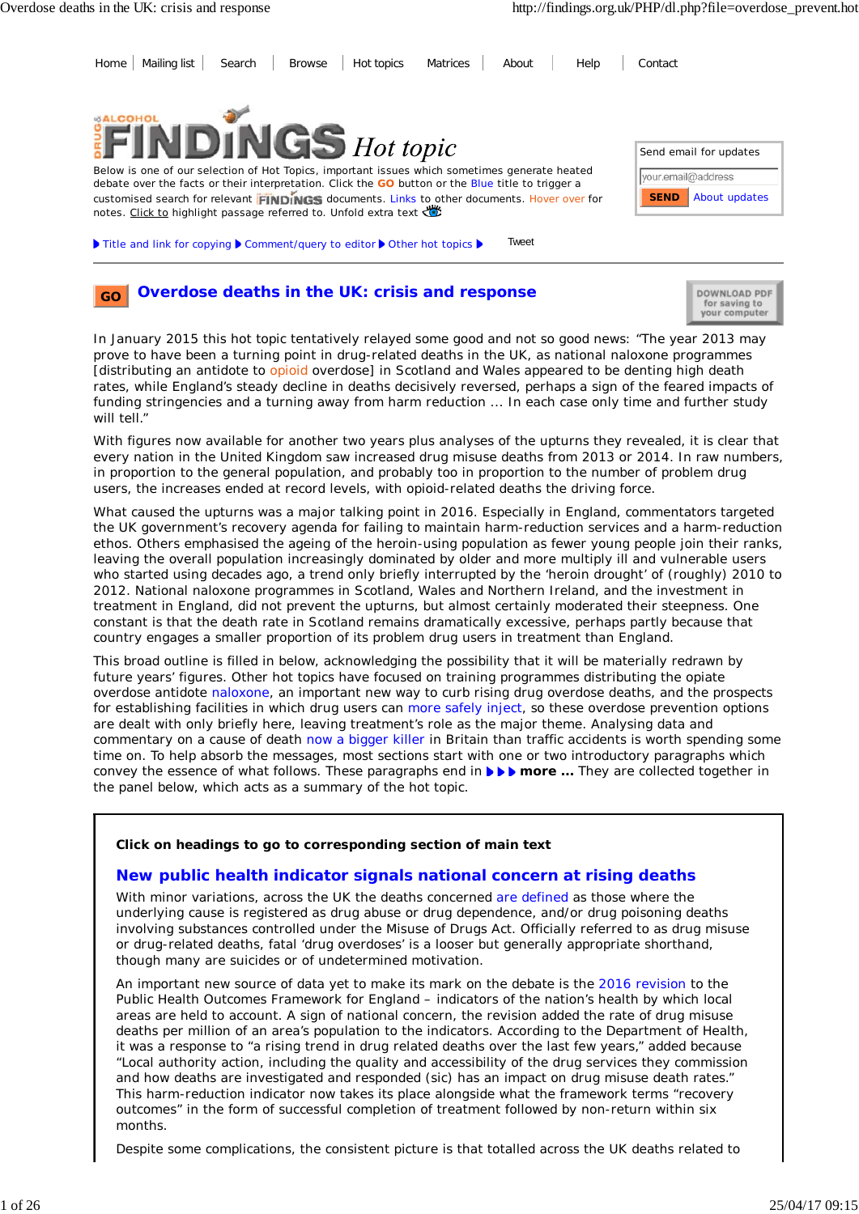Home | Mailing list | Search | Browse | Hot topics | Matrices | About | Help | Contact

# DRUG & ALCOHOL FINDINGS Hot topic

Below is one of our selection of Hot Topics, important issues which sometimes generate heated debate over the facts or their interpretation. Click the **GO** button or the Blue title to trigger a customised search for relevant FINDINGS documents. Links to other documents. Hover over for notes. Click to highlight passage referred to. Unfold extra text

Send email for updates

your.email@address

SEND | About updates

▶ Title and link for copying ▶ Comment/query to editor ▶ Other hot topics ▶ Tweet

## GO Overdose deaths in the UK: crisis and response

DOWNLOAD PDF for saving to your computer

In January 2015 this hot topic tentatively relayed some good and not so good news: "The year 2013 may prove to have been a turning point in drug-related deaths in the UK, as national naloxone programmes [distributing an antidote to opioid overdose] in Scotland and Wales appeared to be denting high death rates, while England's steady decline in deaths decisively reversed, perhaps a sign of the feared impacts of funding stringencies and a turning away from harm reduction ... In each case only time and further study will tell."

With figures now available for another two years plus analyses of the upturns they revealed, it is clear that every nation in the United Kingdom saw increased drug misuse deaths from 2013 or 2014. In raw numbers, in proportion to the general population, and probably too in proportion to the number of problem drug users, the increases ended at record levels, with opioid-related deaths the driving force.

What caused the upturns was a major talking point in 2016. Especially in England, commentators targeted the UK government's recovery agenda for failing to maintain harm-reduction services and a harm-reduction ethos. Others emphasised the ageing of the heroin-using population as fewer young people join their ranks, leaving the overall population increasingly dominated by older and more multiply ill and vulnerable users who started using decades ago, a trend only briefly interrupted by the 'heroin drought' of (roughly) 2010 to 2012. National naloxone programmes in Scotland, Wales and Northern Ireland, and the investment in treatment in England, did not prevent the upturns, but almost certainly moderated their steepness. One constant is that the death rate in Scotland remains dramatically excessive, perhaps partly because that country engages a smaller proportion of its problem drug users in treatment than England.

This broad outline is filled in below, acknowledging the possibility that it will be materially redrawn by future years' figures. Other hot topics have focused on training programmes distributing the opiate overdose antidote naloxone, an important new way to curb rising drug overdose deaths, and the prospects for establishing facilities in which drug users can more safely inject, so these overdose prevention options are dealt with only briefly here, leaving treatment's role as the major theme. Analysing data and commentary on a cause of death now a bigger killer in Britain than traffic accidents is worth spending some time on. To help absorb the messages, most sections start with one or two introductory paragraphs which convey the essence of what follows. These paragraphs end in ▶▶▶ **more ...** They are collected together in the panel below, which acts as a summary of the hot topic.

**Click on headings to go to corresponding section of main text**

### New public health indicator signals national concern at rising deaths

With minor variations, across the UK the deaths concerned are defined as those where the underlying cause is registered as drug abuse or drug dependence, and/or drug poisoning deaths involving substances controlled under the Misuse of Drugs Act. Officially referred to as drug misuse or drug-related deaths, fatal 'drug overdoses' is a looser but generally appropriate shorthand, though many are suicides or of undetermined motivation.

An important new source of data yet to make its mark on the debate is the 2016 revision to the Public Health Outcomes Framework for England – indicators of the nation's health by which local areas are held to account. A sign of national concern, the revision added the rate of drug misuse deaths per million of an area's population to the indicators. According to the Department of Health, it was a response to "a rising trend in drug related deaths over the last few years," added because "Local authority action, including the quality and accessibility of the drug services they commission and how deaths are investigated and responded (sic) has an impact on drug misuse death rates." This harm-reduction indicator now takes its place alongside what the framework terms "recovery outcomes" in the form of successful completion of treatment followed by non-return within six months.

Despite some complications, the consistent picture is that totalled across the UK deaths related to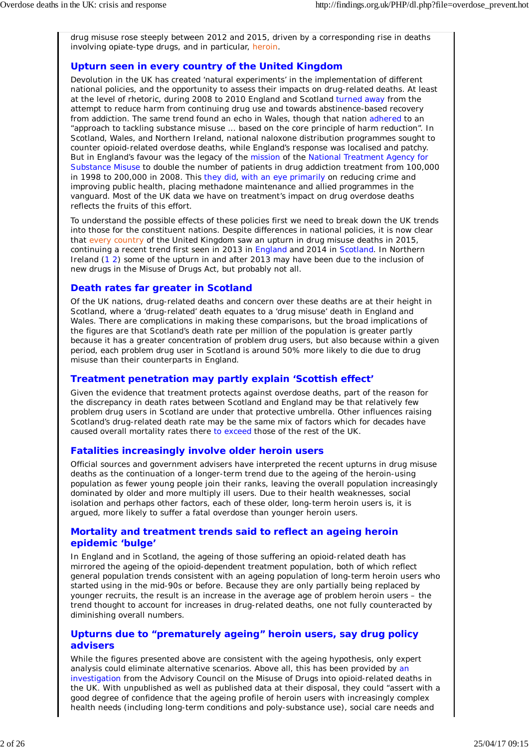drug misuse rose steeply between 2012 and 2015, driven by a corresponding rise in deaths involving opiate-type drugs, and in particular, heroin.

### Upturn seen in every country of the United Kingdom

Devolution in the UK has created 'natural experiments' in the implementation of different national policies, and the opportunity to assess their impacts on drug-related deaths. At least at the level of rhetoric, during 2008 to 2010 England and Scotland turned away from the attempt to reduce harm from continuing drug use and towards abstinence-based recovery from addiction. The same trend found an echo in Wales, though that nation adhered to an "approach to tackling substance misuse ... based on the core principle of harm reduction". In Scotland, Wales, and Northern Ireland, national naloxone distribution programmes sought to counter opioid-related overdose deaths, while England's response was localised and patchy. But in England's favour was the legacy of the mission of the National Treatment Agency for Substance Misuse to double the number of patients in drug addiction treatment from 100,000 in 1998 to 200,000 in 2008. This they did, with an eye primarily on reducing crime and improving public health, placing methadone maintenance and allied programmes in the vanguard. Most of the UK data we have on treatment's impact on drug overdose deaths reflects the fruits of this effort.

To understand the possible effects of these policies first we need to break down the UK trends into those for the constituent nations. Despite differences in national policies, it is now clear that every country of the United Kingdom saw an upturn in drug misuse deaths in 2015, continuing a recent trend first seen in 2013 in England and 2014 in Scotland. In Northern Ireland (1 2) some of the upturn in and after 2013 may have been due to the inclusion of new drugs in the Misuse of Drugs Act, but probably not all.

### Death rates far greater in Scotland

Of the UK nations, drug-related deaths and concern over these deaths are at their height in Scotland, where a 'drug-related' death equates to a 'drug misuse' death in England and Wales. There are complications in making these comparisons, but the broad implications of the figures are that Scotland's death rate per million of the population is greater partly because it has a greater concentration of problem drug users, but also because within a given period, each problem drug user in Scotland is around 50% more likely to die due to drug misuse than their counterparts in England.

### Treatment penetration may partly explain 'Scottish effect'

Given the evidence that treatment protects against overdose deaths, part of the reason for the discrepancy in death rates between Scotland and England may be that relatively few problem drug users in Scotland are under that protective umbrella. Other influences raising Scotland's drug-related death rate may be the same mix of factors which for decades have caused overall mortality rates there to exceed those of the rest of the UK.

### Fatalities increasingly involve older heroin users

Official sources and government advisers have interpreted the recent upturns in drug misuse deaths as the continuation of a longer-term trend due to the ageing of the heroin-using population as fewer young people join their ranks, leaving the overall population increasingly dominated by older and more multiply ill users. Due to their health weaknesses, social isolation and perhaps other factors, each of these older, long-term heroin users is, it is argued, more likely to suffer a fatal overdose than younger heroin users.

### Mortality and treatment trends said to reflect an ageing heroin epidemic 'bulge'

In England and in Scotland, the ageing of those suffering an opioid-related death has mirrored the ageing of the opioid-dependent treatment population, both of which reflect general population trends consistent with an ageing population of long-term heroin users who started using in the mid-90s or before. Because they are only partially being replaced by younger recruits, the result is an increase in the average age of problem heroin users – the trend thought to account for increases in drug-related deaths, one not fully counteracted by diminishing overall numbers.

### Upturns due to "prematurely ageing" heroin users, say drug policy advisers

While the figures presented above are consistent with the ageing hypothesis, only expert analysis could eliminate alternative scenarios. Above all, this has been provided by an investigation from the Advisory Council on the Misuse of Drugs into opioid-related deaths in the UK. With unpublished as well as published data at their disposal, they could "assert with a good degree of confidence that the ageing profile of heroin users with increasingly complex health needs (including long-term conditions and poly-substance use), social care needs and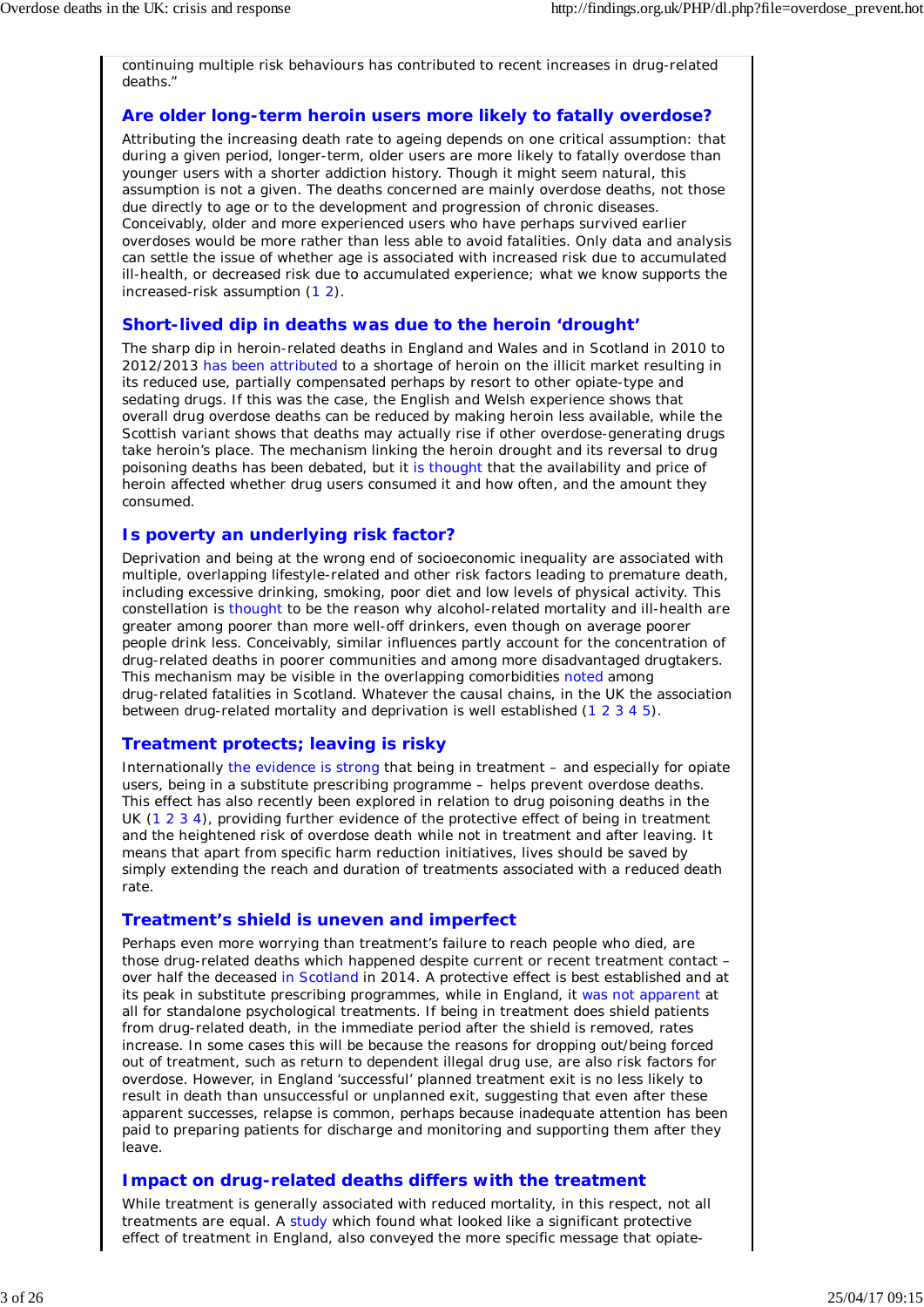continuing multiple risk behaviours has contributed to recent increases in drug-related deaths."

## Are older long-term heroin users more likely to fatally overdose?

Attributing the increasing death rate to ageing depends on one critical assumption: that during a given period, longer-term, older users are more likely to fatally overdose than younger users with a shorter addiction history. Though it might seem natural, this assumption is not a given. The deaths concerned are mainly overdose deaths, not those due directly to age or to the development and progression of chronic diseases. Conceivably, older and more experienced users who have perhaps survived earlier overdoses would be more rather than less able to avoid fatalities. Only data and analysis can settle the issue of whether age is associated with increased risk due to accumulated ill-health, or decreased risk due to accumulated experience; what we know supports the increased-risk assumption (1 2).

## Short-lived dip in deaths was due to the heroin 'drought'

The sharp dip in heroin-related deaths in England and Wales and in Scotland in 2010 to 2012/2013 has been attributed to a shortage of heroin on the illicit market resulting in its reduced use, partially compensated perhaps by resort to other opiate-type and sedating drugs. If this was the case, the English and Welsh experience shows that overall drug overdose deaths can be reduced by making heroin less available, while the Scottish variant shows that deaths may actually rise if other overdose-generating drugs take heroin's place. The mechanism linking the heroin drought and its reversal to drug poisoning deaths has been debated, but it is thought that the availability and price of heroin affected whether drug users consumed it and how often, and the amount they consumed.

## Is poverty an underlying risk factor?

Deprivation and being at the wrong end of socioeconomic inequality are associated with multiple, overlapping lifestyle-related and other risk factors leading to premature death, including excessive drinking, smoking, poor diet and low levels of physical activity. This constellation is thought to be the reason why alcohol-related mortality and ill-health are greater among poorer than more well-off drinkers, even though on average poorer people drink less. Conceivably, similar influences partly account for the concentration of drug-related deaths in poorer communities and among more disadvantaged drugtakers. This mechanism may be visible in the overlapping comorbidities noted among drug-related fatalities in Scotland. Whatever the causal chains, in the UK the association between drug-related mortality and deprivation is well established (1 2 3 4 5).

## Treatment protects; leaving is risky

Internationally the evidence is strong that being in treatment – and especially for opiate users, being in a substitute prescribing programme – helps prevent overdose deaths. This effect has also recently been explored in relation to drug poisoning deaths in the UK (1 2 3 4), providing further evidence of the protective effect of being in treatment and the heightened risk of overdose death while not in treatment and after leaving. It means that apart from specific harm reduction initiatives, lives should be saved by simply extending the reach and duration of treatments associated with a reduced death rate.

## Treatment's shield is uneven and imperfect

Perhaps even more worrying than treatment's failure to reach people who died, are those drug-related deaths which happened despite current or recent treatment contact – over half the deceased in Scotland in 2014. A protective effect is best established and at its peak in substitute prescribing programmes, while in England, it was not apparent at all for standalone psychological treatments. If being in treatment does shield patients from drug-related death, in the immediate period after the shield is removed, rates increase. In some cases this will be because the reasons for dropping out/being forced out of treatment, such as return to dependent illegal drug use, are also risk factors for overdose. However, in England 'successful' planned treatment exit is no less likely to result in death than unsuccessful or unplanned exit, suggesting that even after these apparent successes, relapse is common, perhaps because inadequate attention has been paid to preparing patients for discharge and monitoring and supporting them after they leave.

## Impact on drug-related deaths differs with the treatment

While treatment is generally associated with reduced mortality, in this respect, not all treatments are equal. A study which found what looked like a significant protective effect of treatment in England, also conveyed the more specific message that opiate-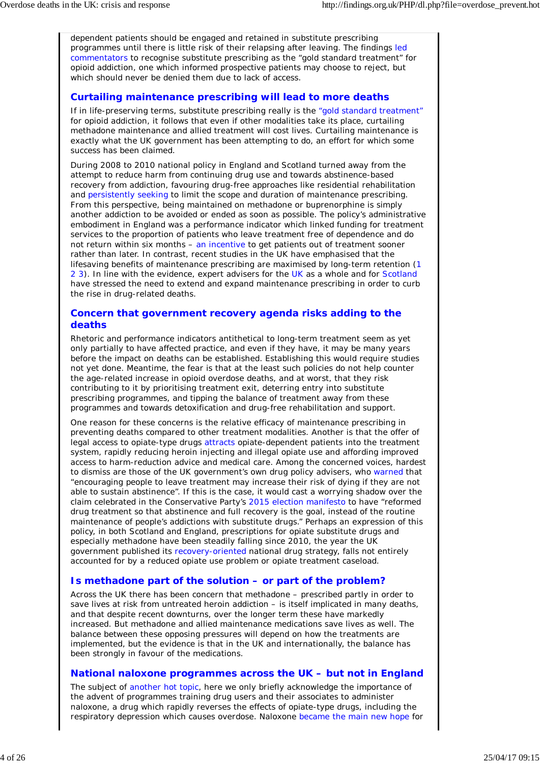dependent patients should be engaged and retained in substitute prescribing programmes until there is little risk of their relapsing after leaving. The findings led commentators to recognise substitute prescribing as the "gold standard treatment" for opioid addiction, one which informed prospective patients may choose to reject, but which should never be denied them due to lack of access.

## Curtailing maintenance prescribing will lead to more deaths

If in life-preserving terms, substitute prescribing really is the "gold standard treatment" for opioid addiction, it follows that even if other modalities take its place, curtailing methadone maintenance and allied treatment will cost lives. Curtailing maintenance is exactly what the UK government has been attempting to do, an effort for which some success has been claimed.

During 2008 to 2010 national policy in England and Scotland turned away from the attempt to reduce harm from continuing drug use and towards abstinence-based recovery from addiction, favouring drug-free approaches like residential rehabilitation and persistently seeking to limit the scope and duration of maintenance prescribing. From this perspective, being maintained on methadone or buprenorphine is simply another addiction to be avoided or ended as soon as possible. The policy's administrative embodiment in England was a performance indicator which linked funding for treatment services to the proportion of patients who leave treatment free of dependence and do not return within six months – an incentive to get patients out of treatment sooner rather than later. In contrast, recent studies in the UK have emphasised that the lifesaving benefits of maintenance prescribing are maximised by long-term retention (1 2 3). In line with the evidence, expert advisers for the UK as a whole and for Scotland have stressed the need to extend and expand maintenance prescribing in order to curb the rise in drug-related deaths.

## Concern that government recovery agenda risks adding to the deaths

Rhetoric and performance indicators antithetical to long-term treatment seem as yet only partially to have affected practice, and even if they have, it may be many years before the impact on deaths can be established. Establishing this would require studies not yet done. Meantime, the fear is that at the least such policies do not help counter the age-related increase in opioid overdose deaths, and at worst, that they risk contributing to it by prioritising treatment exit, deterring entry into substitute prescribing programmes, and tipping the balance of treatment away from these programmes and towards detoxification and drug-free rehabilitation and support.

One reason for these concerns is the relative efficacy of maintenance prescribing in preventing deaths compared to other treatment modalities. Another is that the offer of legal access to opiate-type drugs attracts opiate-dependent patients into the treatment system, rapidly reducing heroin injecting and illegal opiate use and affording improved access to harm-reduction advice and medical care. Among the concerned voices, hardest to dismiss are those of the UK government's own drug policy advisers, who warned that "encouraging people to leave treatment may increase their risk of dying if they are not able to sustain abstinence". If this is the case, it would cast a worrying shadow over the claim celebrated in the Conservative Party's 2015 election manifesto to have "reformed drug treatment so that abstinence and full recovery is the goal, instead of the routine maintenance of people's addictions with substitute drugs." Perhaps an expression of this policy, in both Scotland and England, prescriptions for opiate substitute drugs and especially methadone have been steadily falling since 2010, the year the UK government published its recovery-oriented national drug strategy, falls not entirely accounted for by a reduced opiate use problem or opiate treatment caseload.

## Is methadone part of the solution – or part of the problem?

Across the UK there has been concern that methadone – prescribed partly in order to save lives at risk from untreated heroin addiction – is itself implicated in many deaths, and that despite recent downturns, over the longer term these have markedly increased. But methadone and allied maintenance medications save lives as well. The balance between these opposing pressures will depend on how the treatments are implemented, but the evidence is that in the UK and internationally, the balance has been strongly in favour of the medications.

## National naloxone programmes across the UK – but not in England

The subject of another hot topic, here we only briefly acknowledge the importance of the advent of programmes training drug users and their associates to administer naloxone, a drug which rapidly reverses the effects of opiate-type drugs, including the respiratory depression which causes overdose. Naloxone became the main new hope for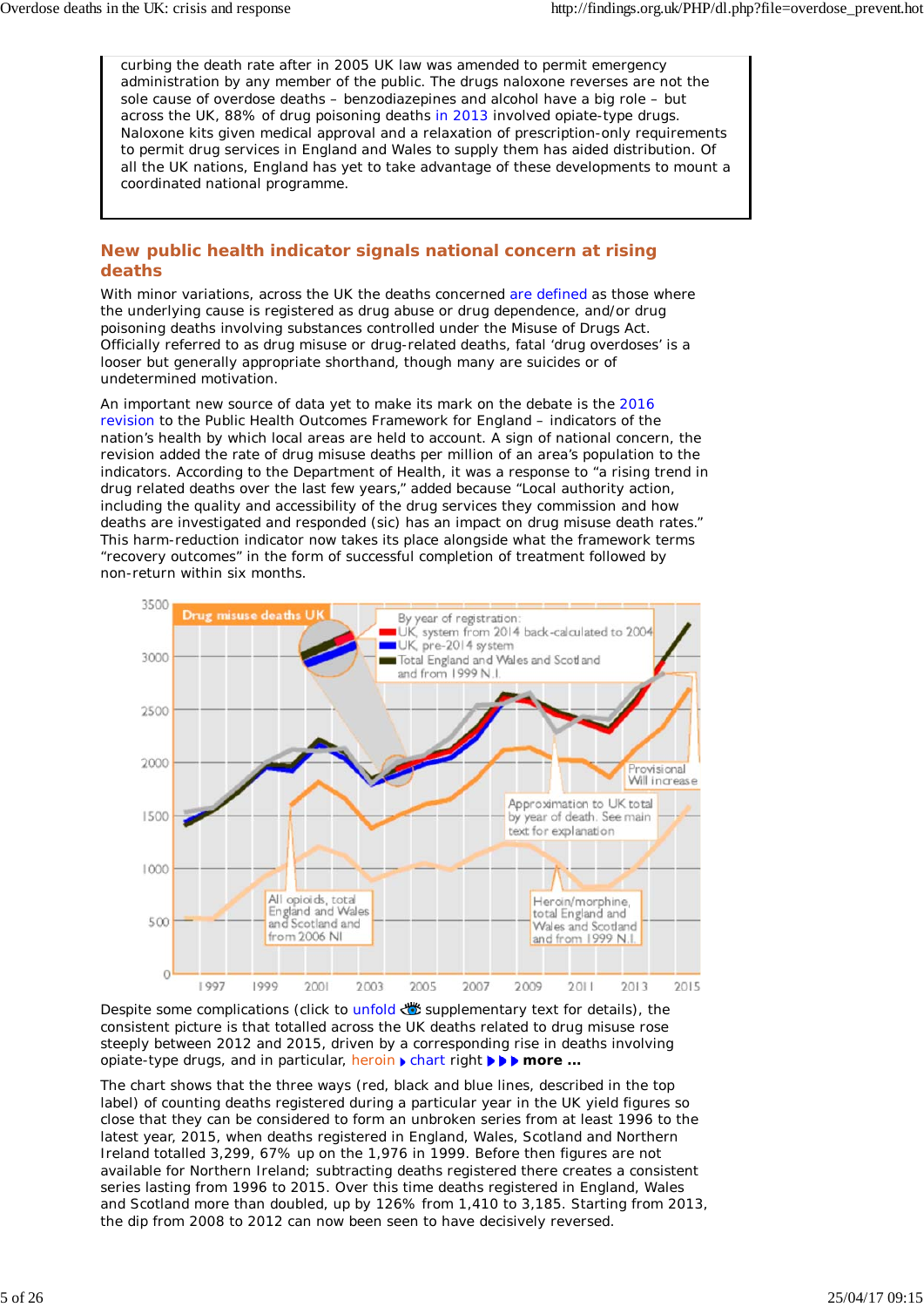curbing the death rate after in 2005 UK law was amended to permit emergency administration by any member of the public. The drugs naloxone reverses are not the sole cause of overdose deaths – benzodiazepines and alcohol have a big role – but across the UK, 88% of drug poisoning deaths in 2013 involved opiate-type drugs. Naloxone kits given medical approval and a relaxation of prescription-only requirements to permit drug services in England and Wales to supply them has aided distribution. Of all the UK nations, England has yet to take advantage of these developments to mount a coordinated national programme.

## New public health indicator signals national concern at rising deaths

With minor variations, across the UK the deaths concerned are defined as those where the underlying cause is registered as drug abuse or drug dependence, and/or drug poisoning deaths involving substances controlled under the Misuse of Drugs Act. Officially referred to as drug misuse or drug-related deaths, fatal 'drug overdoses' is a looser but generally appropriate shorthand, though many are suicides or of undetermined motivation.

An important new source of data yet to make its mark on the debate is the 2016 revision to the Public Health Outcomes Framework for England – indicators of the nation's health by which local areas are held to account. A sign of national concern, the revision added the rate of drug misuse deaths per million of an area's population to the indicators. According to the Department of Health, it was a response to "a rising trend in drug related deaths over the last few years," added because "Local authority action, including the quality and accessibility of the drug services they commission and how deaths are investigated and responded (sic) has an impact on drug misuse death rates." This harm-reduction indicator now takes its place alongside what the framework terms "recovery outcomes" in the form of successful completion of treatment followed by non-return within six months.

Despite some complications (click to unfold supplementary text for details), the consistent picture is that totalled across the UK deaths related to drug misuse rose steeply between 2012 and 2015, driven by a corresponding rise in deaths involving opiate-type drugs, and in particular, heroin ▸ chart right ▸▸▸ **more ...**

The chart shows that the three ways (red, black and blue lines, described in the top label) of counting deaths registered during a particular year in the UK yield figures so close that they can be considered to form an unbroken series from at least 1996 to the latest year, 2015, when deaths registered in England, Wales, Scotland and Northern Ireland totalled 3,299, 67% up on the 1,976 in 1999. Before then figures are not available for Northern Ireland; subtracting deaths registered there creates a consistent series lasting from 1996 to 2015. Over this time deaths registered in England, Wales and Scotland more than doubled, up by 126% from 1,410 to 3,185. Starting from 2013, the dip from 2008 to 2012 can now been seen to have decisively reversed.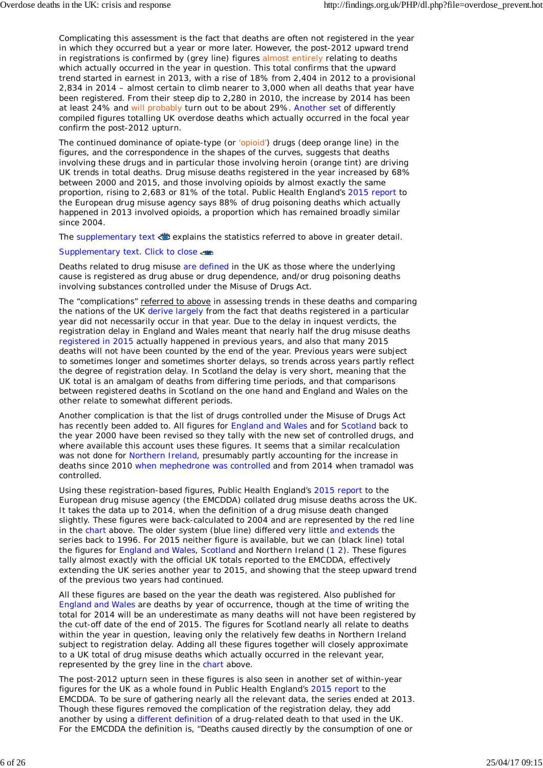Complicating this assessment is the fact that deaths are often not registered in the year in which they occurred but a year or more later. However, the post-2012 upward trend in registrations is confirmed by (grey line) figures almost entirely relating to deaths which actually occurred in the year in question. This total confirms that the upward trend started in earnest in 2013, with a rise of 18% from 2,404 in 2012 to a provisional 2,834 in 2014 – almost certain to climb nearer to 3,000 when all deaths that year have been registered. From their steep dip to 2,280 in 2010, the increase by 2014 has been at least 24% and will probably turn out to be about 29%. Another set of differently compiled figures totalling UK overdose deaths which actually occurred in the focal year confirm the post-2012 upturn.

The continued dominance of opiate-type (or 'opioid') drugs (deep orange line) in the figures, and the correspondence in the shapes of the curves, suggests that deaths involving these drugs and in particular those involving heroin (orange tint) are driving UK trends in total deaths. Drug misuse deaths registered in the year increased by 68% between 2000 and 2015, and those involving opioids by almost exactly the same proportion, rising to 2,683 or 81% of the total. Public Health England's 2015 report to the European drug misuse agency says 88% of drug poisoning deaths which actually happened in 2013 involved opioids, a proportion which has remained broadly similar since 2004.

The supplementary text explains the statistics referred to above in greater detail.

Supplementary text. Click to close

Deaths related to drug misuse are defined in the UK as those where the underlying cause is registered as drug abuse or drug dependence, and/or drug poisoning deaths involving substances controlled under the Misuse of Drugs Act.

The "complications" referred to above in assessing trends in these deaths and comparing the nations of the UK derive largely from the fact that deaths registered in a particular year did not necessarily occur in that year. Due to the delay in inquest verdicts, the registration delay in England and Wales meant that nearly half the drug misuse deaths registered in 2015 actually happened in previous years, and also that many 2015 deaths will not have been counted by the end of the year. Previous years were subject to sometimes longer and sometimes shorter delays, so trends across years partly reflect the degree of registration delay. In Scotland the delay is very short, meaning that the UK total is an amalgam of deaths from differing time periods, and that comparisons between registered deaths in Scotland on the one hand and England and Wales on the other relate to somewhat different periods.

Another complication is that the list of drugs controlled under the Misuse of Drugs Act has recently been added to. All figures for England and Wales and for Scotland back to the year 2000 have been revised so they tally with the new set of controlled drugs, and where available this account uses these figures. It seems that a similar recalculation was not done for Northern Ireland, presumably partly accounting for the increase in deaths since 2010 when mephedrone was controlled and from 2014 when tramadol was controlled.

Using these registration-based figures, Public Health England's 2015 report to the European drug misuse agency (the EMCDDA) collated drug misuse deaths across the UK. It takes the data up to 2014, when the definition of a drug misuse death changed slightly. These figures were back-calculated to 2004 and are represented by the red line in the chart above. The older system (blue line) differed very little and extends the series back to 1996. For 2015 neither figure is available, but we can (black line) total the figures for England and Wales, Scotland and Northern Ireland (1 2). These figures tally almost exactly with the official UK totals reported to the EMCDDA, effectively extending the UK series another year to 2015, and showing that the steep upward trend of the previous two years had continued.

All these figures are based on the year the death was registered. Also published for England and Wales are deaths by year of occurrence, though at the time of writing the total for 2014 will be an underestimate as many deaths will not have been registered by the cut-off date of the end of 2015. The figures for Scotland nearly all relate to deaths within the year in question, leaving only the relatively few deaths in Northern Ireland subject to registration delay. Adding all these figures together will closely approximate to a UK total of drug misuse deaths which actually occurred in the relevant year, represented by the grey line in the chart above.

The post-2012 upturn seen in these figures is also seen in another set of within-year figures for the UK as a whole found in Public Health England's 2015 report to the EMCDDA. To be sure of gathering nearly all the relevant data, the series ended at 2013. Though these figures removed the complication of the registration delay, they add another by using a different definition of a drug-related death to that used in the UK. For the EMCDDA the definition is, "Deaths caused directly by the consumption of one or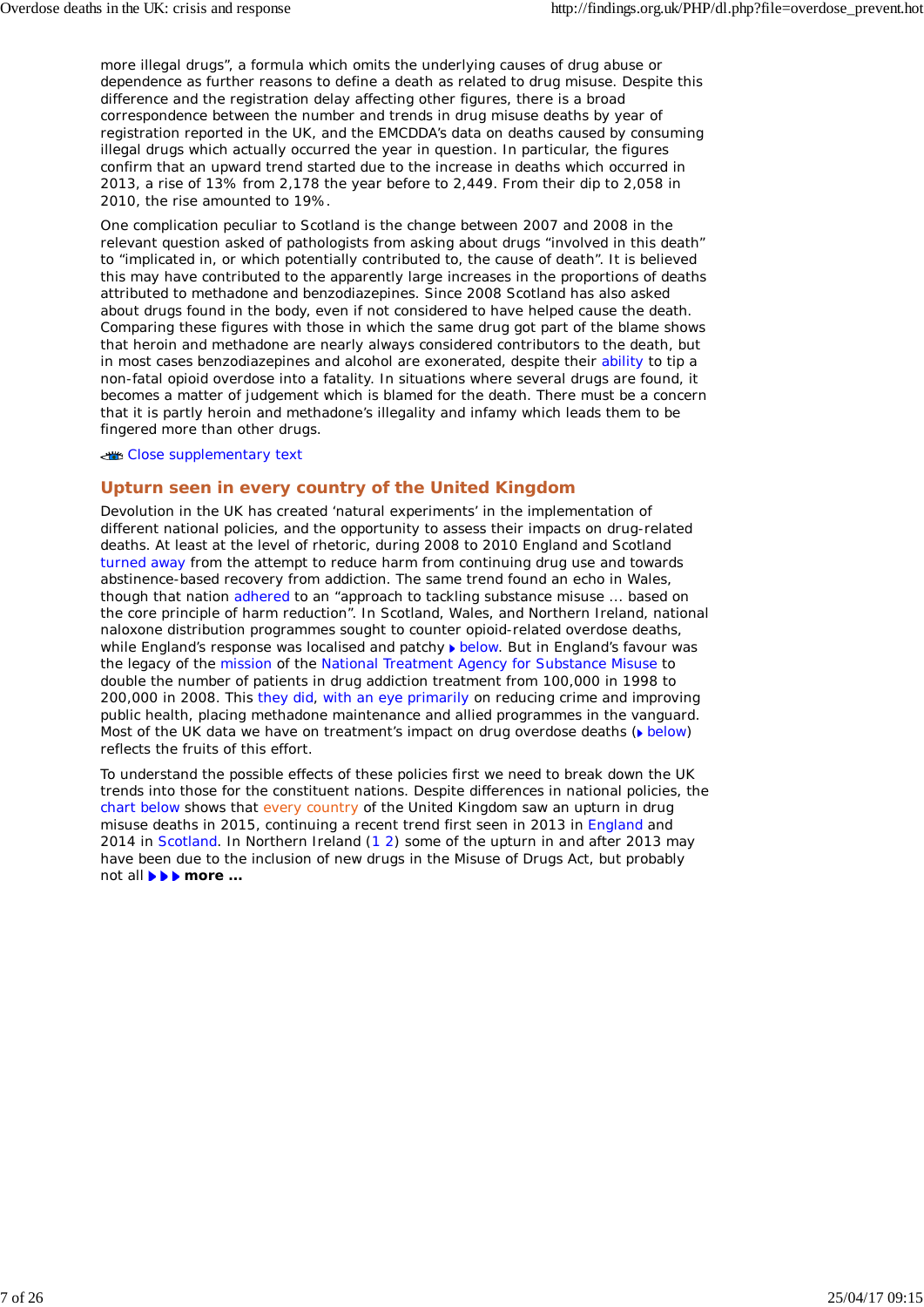more illegal drugs", a formula which omits the underlying causes of drug abuse or dependence as further reasons to define a death as related to drug misuse. Despite this difference and the registration delay affecting other figures, there is a broad correspondence between the number and trends in drug misuse deaths by year of registration reported in the UK, and the EMCDDA's data on deaths caused by consuming illegal drugs which actually occurred the year in question. In particular, the figures confirm that an upward trend started due to the increase in deaths which occurred in 2013, a rise of 13% from 2,178 the year before to 2,449. From their dip to 2,058 in 2010, the rise amounted to 19%.

One complication peculiar to Scotland is the change between 2007 and 2008 in the relevant question asked of pathologists from asking about drugs "involved in this death" to "implicated in, or which potentially contributed to, the cause of death". It is believed this may have contributed to the apparently large increases in the proportions of deaths attributed to methadone and benzodiazepines. Since 2008 Scotland has also asked about drugs found in the body, even if not considered to have helped cause the death. Comparing these figures with those in which the same drug got part of the blame shows that heroin and methadone are nearly always considered contributors to the death, but in most cases benzodiazepines and alcohol are exonerated, despite their ability to tip a non-fatal opioid overdose into a fatality. In situations where several drugs are found, it becomes a matter of judgement which is blamed for the death. There must be a concern that it is partly heroin and methadone's illegality and infamy which leads them to be fingered more than other drugs.

Close supplementary text

## Upturn seen in every country of the United Kingdom

Devolution in the UK has created 'natural experiments' in the implementation of different national policies, and the opportunity to assess their impacts on drug-related deaths. At least at the level of rhetoric, during 2008 to 2010 England and Scotland turned away from the attempt to reduce harm from continuing drug use and towards abstinence-based recovery from addiction. The same trend found an echo in Wales, though that nation adhered to an "approach to tackling substance misuse ... based on the core principle of harm reduction". In Scotland, Wales, and Northern Ireland, national naloxone distribution programmes sought to counter opioid-related overdose deaths, while England's response was localised and patchy below. But in England's favour was the legacy of the mission of the National Treatment Agency for Substance Misuse to double the number of patients in drug addiction treatment from 100,000 in 1998 to 200,000 in 2008. This they did, with an eye primarily on reducing crime and improving public health, placing methadone maintenance and allied programmes in the vanguard. Most of the UK data we have on treatment's impact on drug overdose deaths (below) reflects the fruits of this effort.

To understand the possible effects of these policies first we need to break down the UK trends into those for the constituent nations. Despite differences in national policies, the chart below shows that every country of the United Kingdom saw an upturn in drug misuse deaths in 2015, continuing a recent trend first seen in 2013 in England and 2014 in Scotland. In Northern Ireland (1 2) some of the upturn in and after 2013 may have been due to the inclusion of new drugs in the Misuse of Drugs Act, but probably not all **more ...**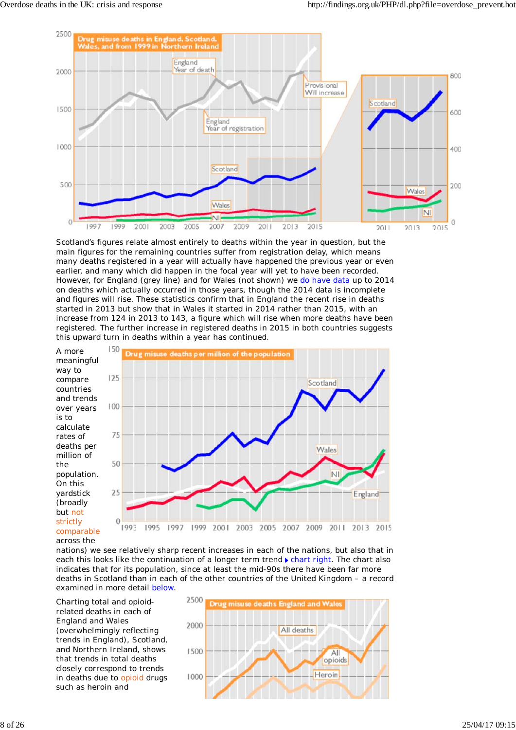Scotland's figures relate almost entirely to deaths within the year in question, but the main figures for the remaining countries suffer from registration delay, which means many deaths registered in a year will actually have happened the previous year or even earlier, and many which did happen in the focal year will yet to have been recorded. However, for England (grey line) and for Wales (not shown) we do have data up to 2014 on deaths which actually occurred in those years, though the 2014 data is incomplete and figures will rise. These statistics confirm that in England the recent rise in deaths started in 2013 but show that in Wales it started in 2014 rather than 2015, with an increase from 124 in 2013 to 143, a figure which will rise when more deaths have been registered. The further increase in registered deaths in 2015 in both countries suggests this upward turn in deaths within a year has continued.

A more meaningful way to compare countries and trends over years is to calculate rates of deaths per million of the population. On this yardstick (broadly but not strictly comparable across the nations) we see relatively sharp recent increases in each of the nations, but also that in each this looks like the continuation of a longer term trend chart right. The chart also indicates that for its population, since at least the mid-90s there have been far more deaths in Scotland than in each of the other countries of the United Kingdom – a record examined in more detail below.

Charting total and opioid-related deaths in each of England and Wales (overwhelmingly reflecting trends in England), Scotland, and Northern Ireland, shows that trends in total deaths closely correspond to trends in deaths due to opioid drugs such as heroin and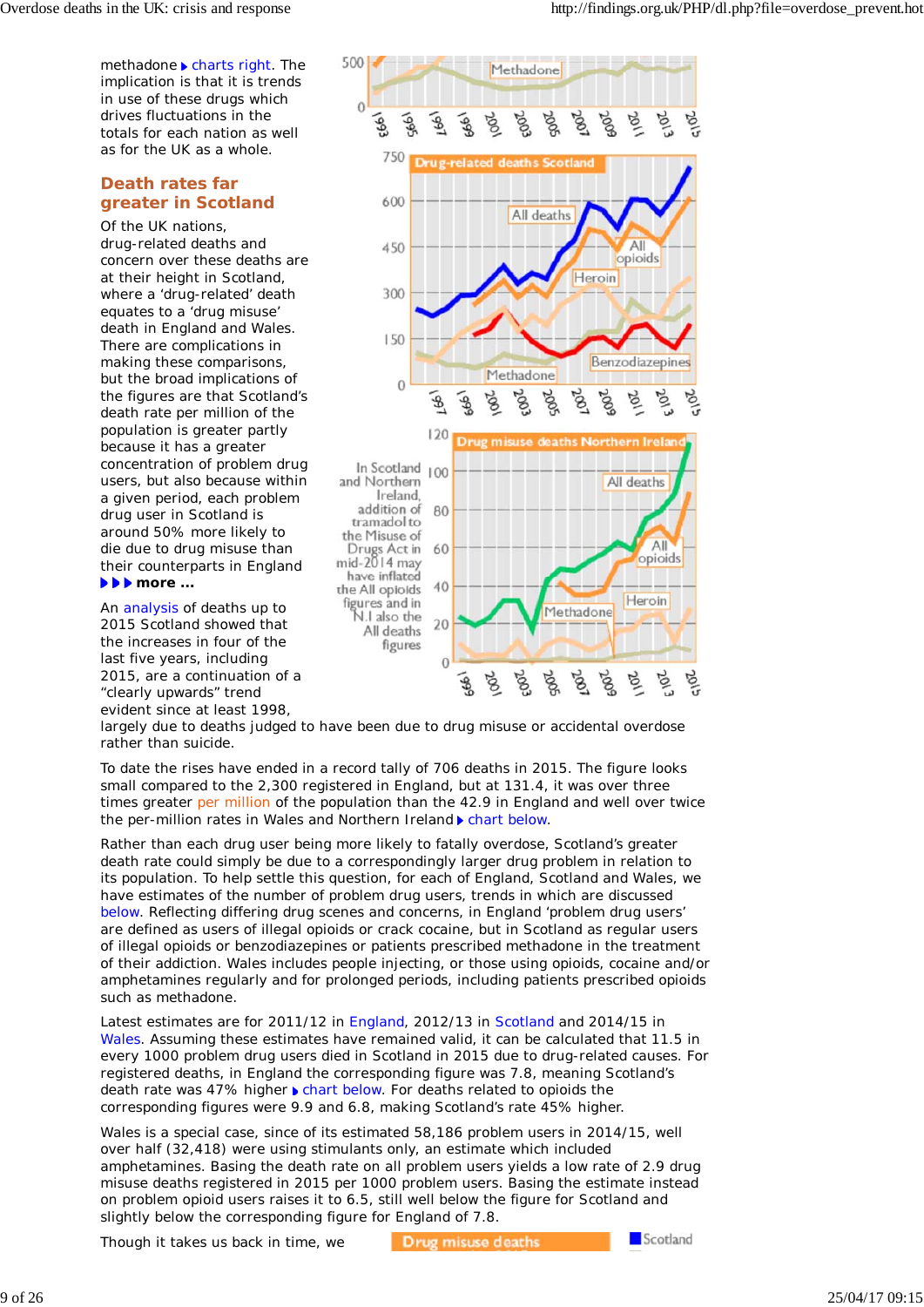methadone ▸ charts right. The implication is that it is trends in use of these drugs which drives fluctuations in the totals for each nation as well as for the UK as a whole.

## Death rates far greater in Scotland

Of the UK nations, drug-related deaths and concern over these deaths are at their height in Scotland, where a 'drug-related' death equates to a 'drug misuse' death in England and Wales. There are complications in making these comparisons, but the broad implications of the figures are that Scotland's death rate per million of the population is greater partly because it has a greater concentration of problem drug users, but also because within a given period, each problem drug user in Scotland is around 50% more likely to die due to drug misuse than their counterparts in England ▸▸▸ **more ...**

An analysis of deaths up to 2015 Scotland showed that the increases in four of the last five years, including 2015, are a continuation of a "clearly upwards" trend evident since at least 1998, largely due to deaths judged to have been due to drug misuse or accidental overdose rather than suicide.

In Scotland and Northern Ireland, addition of tramadol to the Misuse of Drugs Act in mid-2014 may have inflated the All opioids figures and in N.I also the All deaths figures

To date the rises have ended in a record tally of 706 deaths in 2015. The figure looks small compared to the 2,300 registered in England, but at 131.4, it was over three times greater per million of the population than the 42.9 in England and well over twice the per-million rates in Wales and Northern Ireland ▸ chart below.

Rather than each drug user being more likely to fatally overdose, Scotland's greater death rate could simply be due to a correspondingly larger drug problem in relation to its population. To help settle this question, for each of England, Scotland and Wales, we have estimates of the number of problem drug users, trends in which are discussed below. Reflecting differing drug scenes and concerns, in England 'problem drug users' are defined as users of illegal opioids or crack cocaine, but in Scotland as regular users of illegal opioids or benzodiazepines or patients prescribed methadone in the treatment of their addiction. Wales includes people injecting, or those using opioids, cocaine and/or amphetamines regularly and for prolonged periods, including patients prescribed opioids such as methadone.

Latest estimates are for 2011/12 in England, 2012/13 in Scotland and 2014/15 in Wales. Assuming these estimates have remained valid, it can be calculated that 11.5 in every 1000 problem drug users died in Scotland in 2015 due to drug-related causes. For registered deaths, in England the corresponding figure was 7.8, meaning Scotland's death rate was 47% higher ▸ chart below. For deaths related to opioids the corresponding figures were 9.9 and 6.8, making Scotland's rate 45% higher.

Wales is a special case, since of its estimated 58,186 problem users in 2014/15, well over half (32,418) were using stimulants only, an estimate which included amphetamines. Basing the death rate on all problem users yields a low rate of 2.9 drug misuse deaths registered in 2015 per 1000 problem users. Basing the estimate instead on problem opioid users raises it to 6.5, still well below the figure for Scotland and slightly below the corresponding figure for England of 7.8.

Though it takes us back in time, we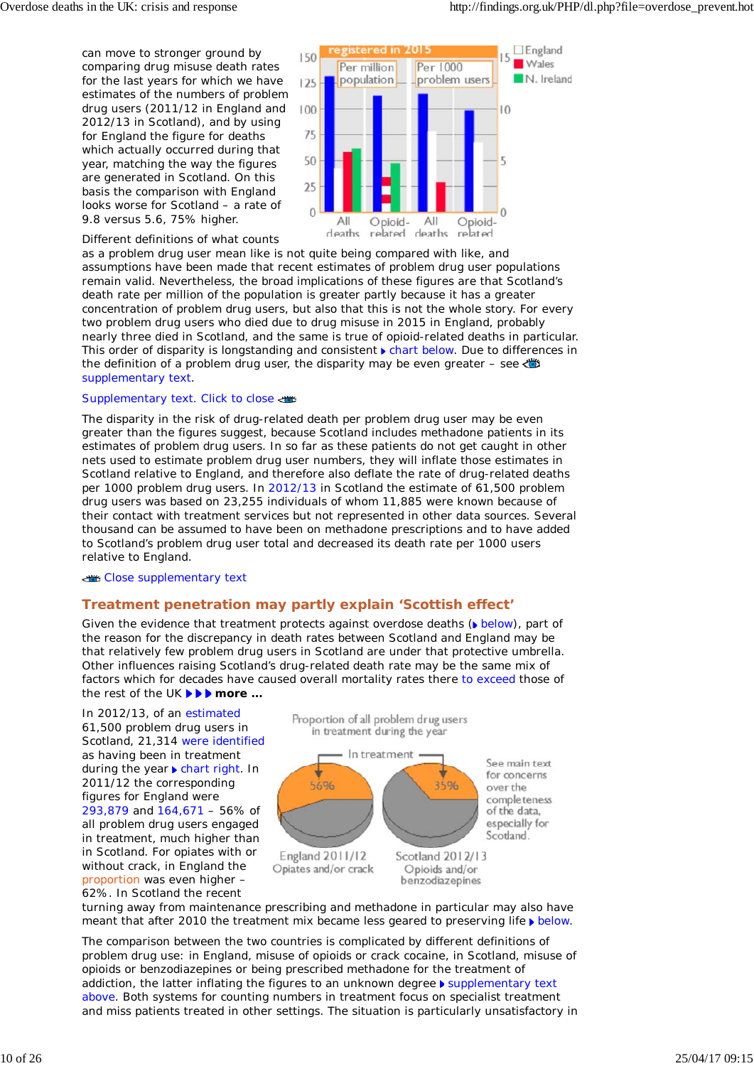can move to stronger ground by comparing drug misuse death rates for the last years for which we have estimates of the numbers of problem drug users (2011/12 in England and 2012/13 in Scotland), and by using for England the figure for deaths which actually occurred during that year, matching the way the figures are generated in Scotland. On this basis the comparison with England looks worse for Scotland – a rate of 9.8 versus 5.6, 75% higher.

Different definitions of what counts as a problem drug user mean like is not quite being compared with like, and assumptions have been made that recent estimates of problem drug user populations remain valid. Nevertheless, the broad implications of these figures are that Scotland's death rate per million of the population is greater partly because it has a greater concentration of problem drug users, but also that this is not the whole story. For every two problem drug users who died due to drug misuse in 2015 in England, probably nearly three died in Scotland, and the same is true of opioid-related deaths in particular. This order of disparity is longstanding and consistent ▸ chart below. Due to differences in the definition of a problem drug user, the disparity may be even greater – see supplementary text.

Supplementary text. Click to close

The disparity in the risk of drug-related death per problem drug user may be even greater than the figures suggest, because Scotland includes methadone patients in its estimates of problem drug users. In so far as these patients do not get caught in other nets used to estimate problem drug user numbers, they will inflate those estimates in Scotland relative to England, and therefore also deflate the rate of drug-related deaths per 1000 problem drug users. In 2012/13 in Scotland the estimate of 61,500 problem drug users was based on 23,255 individuals of whom 11,885 were known because of their contact with treatment services but not represented in other data sources. Several thousand can be assumed to have been on methadone prescriptions and to have added to Scotland's problem drug user total and decreased its death rate per 1000 users relative to England.

Close supplementary text

## Treatment penetration may partly explain 'Scottish effect'

Given the evidence that treatment protects against overdose deaths (▸ below), part of the reason for the discrepancy in death rates between Scotland and England may be that relatively few problem drug users in Scotland are under that protective umbrella. Other influences raising Scotland's drug-related death rate may be the same mix of factors which for decades have caused overall mortality rates there to exceed those of the rest of the UK ▸▸▸ **more ...**

In 2012/13, of an estimated 61,500 problem drug users in Scotland, 21,314 were identified as having been in treatment during the year ▸ chart right. In 2011/12 the corresponding figures for England were 293,879 and 164,671 – 56% of all problem drug users engaged in treatment, much higher than in Scotland. For opiates with or without crack, in England the proportion was even higher – 62%. In Scotland the recent turning away from maintenance prescribing and methadone in particular may also have meant that after 2010 the treatment mix became less geared to preserving life ▸ below.

The comparison between the two countries is complicated by different definitions of problem drug use: in England, misuse of opioids or crack cocaine, in Scotland, misuse of opioids or benzodiazepines or being prescribed methadone for the treatment of addiction, the latter inflating the figures to an unknown degree ▸ supplementary text above. Both systems for counting numbers in treatment focus on specialist treatment and miss patients treated in other settings. The situation is particularly unsatisfactory in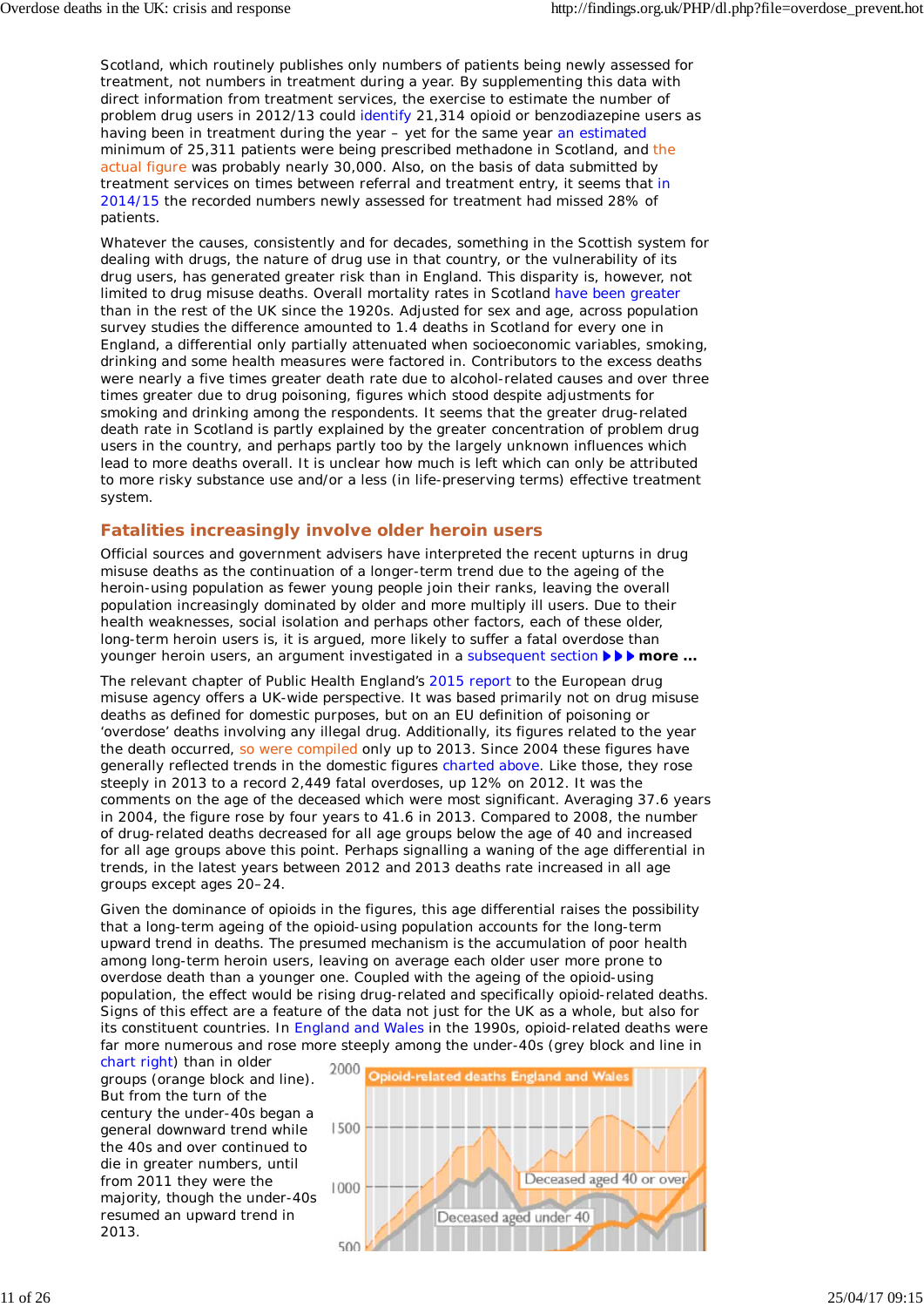Scotland, which routinely publishes only numbers of patients being newly assessed for treatment, not numbers in treatment during a year. By supplementing this data with direct information from treatment services, the exercise to estimate the number of problem drug users in 2012/13 could identify 21,314 opioid or benzodiazepine users as having been in treatment during the year – yet for the same year an estimated minimum of 25,311 patients were being prescribed methadone in Scotland, and the actual figure was probably nearly 30,000. Also, on the basis of data submitted by treatment services on times between referral and treatment entry, it seems that in 2014/15 the recorded numbers newly assessed for treatment had missed 28% of patients.

Whatever the causes, consistently and for decades, something in the Scottish system for dealing with drugs, the nature of drug use in that country, or the vulnerability of its drug users, has generated greater risk than in England. This disparity is, however, not limited to drug misuse deaths. Overall mortality rates in Scotland have been greater than in the rest of the UK since the 1920s. Adjusted for sex and age, across population survey studies the difference amounted to 1.4 deaths in Scotland for every one in England, a differential only partially attenuated when socioeconomic variables, smoking, drinking and some health measures were factored in. Contributors to the excess deaths were nearly a five times greater death rate due to alcohol-related causes and over three times greater due to drug poisoning, figures which stood despite adjustments for smoking and drinking among the respondents. It seems that the greater drug-related death rate in Scotland is partly explained by the greater concentration of problem drug users in the country, and perhaps partly too by the largely unknown influences which lead to more deaths overall. It is unclear how much is left which can only be attributed to more risky substance use and/or a less (in life-preserving terms) effective treatment system.

## Fatalities increasingly involve older heroin users

Official sources and government advisers have interpreted the recent upturns in drug misuse deaths as the continuation of a longer-term trend due to the ageing of the heroin-using population as fewer young people join their ranks, leaving the overall population increasingly dominated by older and more multiply ill users. Due to their health weaknesses, social isolation and perhaps other factors, each of these older, long-term heroin users is, it is argued, more likely to suffer a fatal overdose than younger heroin users, an argument investigated in a subsequent section ▶▶▶ **more ...**

The relevant chapter of Public Health England's 2015 report to the European drug misuse agency offers a UK-wide perspective. It was based primarily not on drug misuse deaths as defined for domestic purposes, but on an EU definition of poisoning or 'overdose' deaths involving any illegal drug. Additionally, its figures related to the year the death occurred, so were compiled only up to 2013. Since 2004 these figures have generally reflected trends in the domestic figures charted above. Like those, they rose steeply in 2013 to a record 2,449 fatal overdoses, up 12% on 2012. It was the comments on the age of the deceased which were most significant. Averaging 37.6 years in 2004, the figure rose by four years to 41.6 in 2013. Compared to 2008, the number of drug-related deaths decreased for all age groups below the age of 40 and increased for all age groups above this point. Perhaps signalling a waning of the age differential in trends, in the latest years between 2012 and 2013 deaths rate increased in all age groups except ages 20–24.

Given the dominance of opioids in the figures, this age differential raises the possibility that a long-term ageing of the opioid-using population accounts for the long-term upward trend in deaths. The presumed mechanism is the accumulation of poor health among long-term heroin users, leaving on average each older user more prone to overdose death than a younger one. Coupled with the ageing of the opioid-using population, the effect would be rising drug-related and specifically opioid-related deaths. Signs of this effect are a feature of the data not just for the UK as a whole, but also for its constituent countries. In England and Wales in the 1990s, opioid-related deaths were far more numerous and rose more steeply among the under-40s (grey block and line in chart right) than in older groups (orange block and line). But from the turn of the century the under-40s began a general downward trend while the 40s and over continued to die in greater numbers, until from 2011 they were the majority, though the under-40s resumed an upward trend in 2013.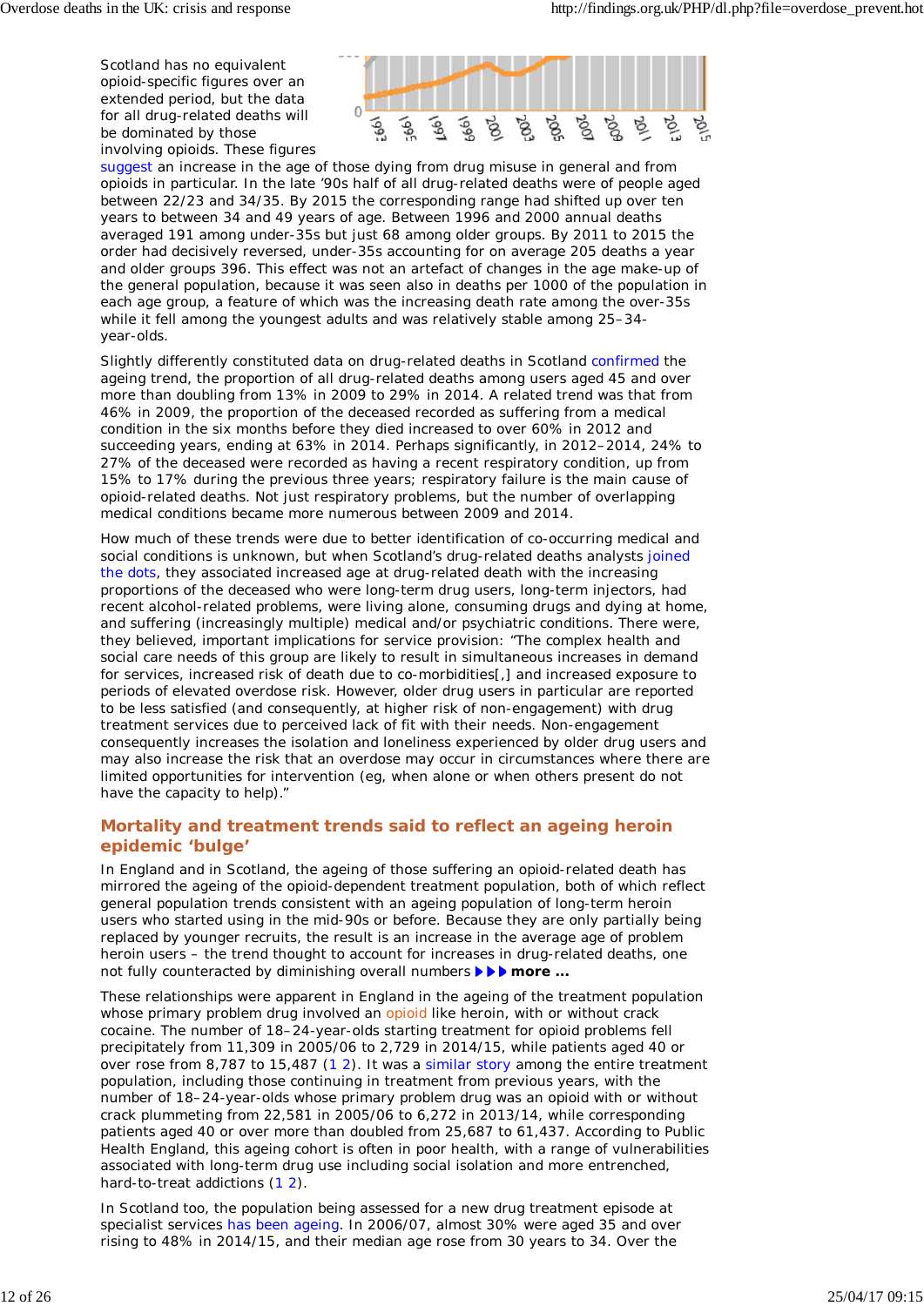Scotland has no equivalent opioid-specific figures over an extended period, but the data for all drug-related deaths will be dominated by those involving opioids. These figures suggest an increase in the age of those dying from drug misuse in general and from opioids in particular. In the late '90s half of all drug-related deaths were of people aged between 22/23 and 34/35. By 2015 the corresponding range had shifted up over ten years to between 34 and 49 years of age. Between 1996 and 2000 annual deaths averaged 191 among under-35s but just 68 among older groups. By 2011 to 2015 the order had decisively reversed, under-35s accounting for on average 205 deaths a year and older groups 396. This effect was not an artefact of changes in the age make-up of the general population, because it was seen also in deaths per 1000 of the population in each age group, a feature of which was the increasing death rate among the over-35s while it fell among the youngest adults and was relatively stable among 25–34-year-olds.

Slightly differently constituted data on drug-related deaths in Scotland confirmed the ageing trend, the proportion of all drug-related deaths among users aged 45 and over more than doubling from 13% in 2009 to 29% in 2014. A related trend was that from 46% in 2009, the proportion of the deceased recorded as suffering from a medical condition in the six months before they died increased to over 60% in 2012 and succeeding years, ending at 63% in 2014. Perhaps significantly, in 2012–2014, 24% to 27% of the deceased were recorded as having a recent respiratory condition, up from 15% to 17% during the previous three years; respiratory failure is the main cause of opioid-related deaths. Not just respiratory problems, but the number of overlapping medical conditions became more numerous between 2009 and 2014.

How much of these trends were due to better identification of co-occurring medical and social conditions is unknown, but when Scotland's drug-related deaths analysts joined the dots, they associated increased age at drug-related death with the increasing proportions of the deceased who were long-term drug users, long-term injectors, had recent alcohol-related problems, were living alone, consuming drugs and dying at home, and suffering (increasingly multiple) medical and/or psychiatric conditions. There were, they believed, important implications for service provision: "The complex health and social care needs of this group are likely to result in simultaneous increases in demand for services, increased risk of death due to co-morbidities[,] and increased exposure to periods of elevated overdose risk. However, older drug users in particular are reported to be less satisfied (and consequently, at higher risk of non-engagement) with drug treatment services due to perceived lack of fit with their needs. Non-engagement consequently increases the isolation and loneliness experienced by older drug users and may also increase the risk that an overdose may occur in circumstances where there are limited opportunities for intervention (eg, when alone or when others present do not have the capacity to help)."

## Mortality and treatment trends said to reflect an ageing heroin epidemic 'bulge'

In England and in Scotland, the ageing of those suffering an opioid-related death has mirrored the ageing of the opioid-dependent treatment population, both of which reflect general population trends consistent with an ageing population of long-term heroin users who started using in the mid-90s or before. Because they are only partially being replaced by younger recruits, the result is an increase in the average age of problem heroin users – the trend thought to account for increases in drug-related deaths, one not fully counteracted by diminishing overall numbers ▶▶▶ **more ...**

These relationships were apparent in England in the ageing of the treatment population whose primary problem drug involved an opioid like heroin, with or without crack cocaine. The number of 18–24-year-olds starting treatment for opioid problems fell precipitately from 11,309 in 2005/06 to 2,729 in 2014/15, while patients aged 40 or over rose from 8,787 to 15,487 (1 2). It was a similar story among the entire treatment population, including those continuing in treatment from previous years, with the number of 18–24-year-olds whose primary problem drug was an opioid with or without crack plummeting from 22,581 in 2005/06 to 6,272 in 2013/14, while corresponding patients aged 40 or over more than doubled from 25,687 to 61,437. According to Public Health England, this ageing cohort is often in poor health, with a range of vulnerabilities associated with long-term drug use including social isolation and more entrenched, hard-to-treat addictions (1 2).

In Scotland too, the population being assessed for a new drug treatment episode at specialist services has been ageing. In 2006/07, almost 30% were aged 35 and over rising to 48% in 2014/15, and their median age rose from 30 years to 34. Over the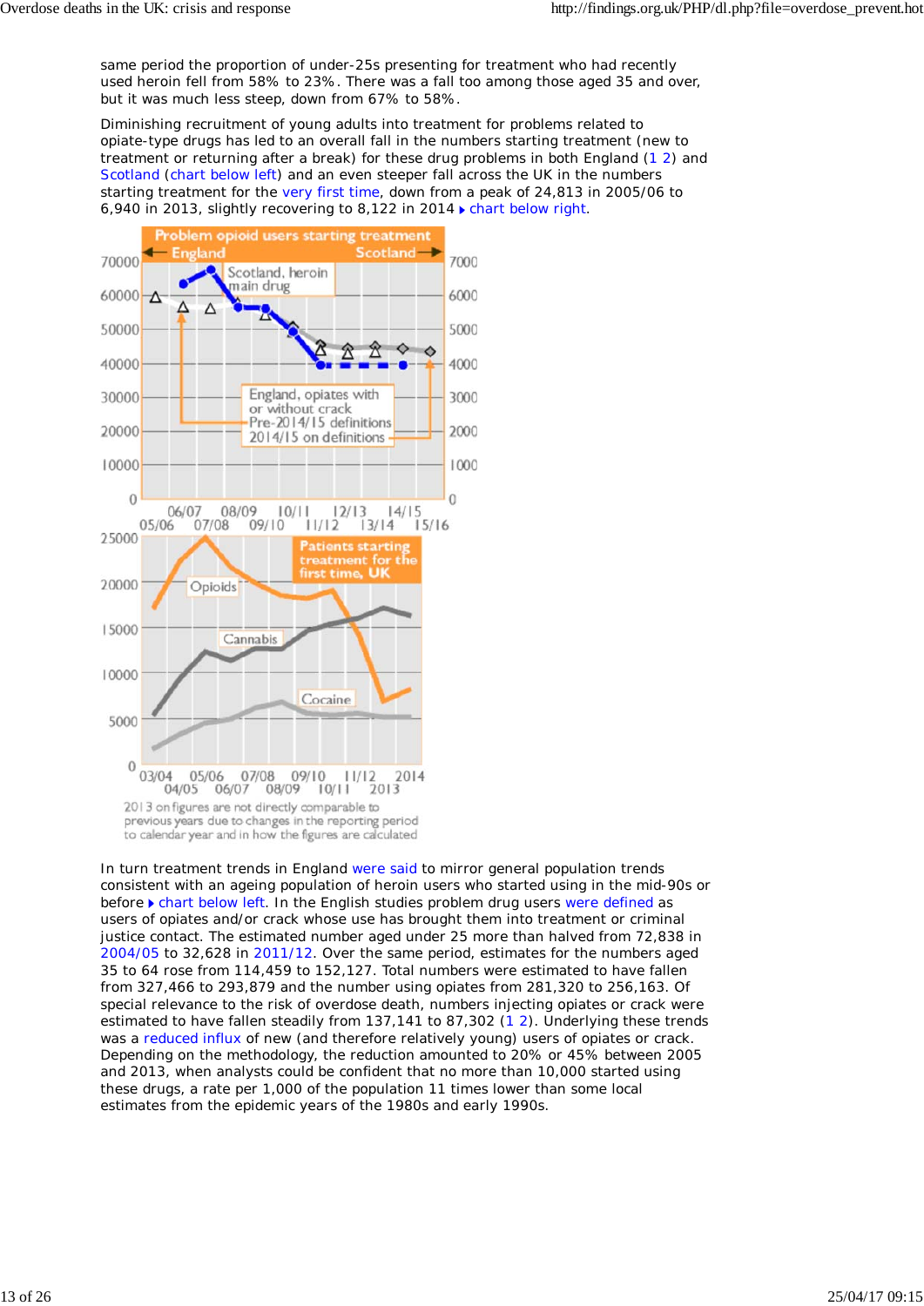same period the proportion of under-25s presenting for treatment who had recently used heroin fell from 58% to 23%. There was a fall too among those aged 35 and over, but it was much less steep, down from 67% to 58%.

Diminishing recruitment of young adults into treatment for problems related to opiate-type drugs has led to an overall fall in the numbers starting treatment (new to treatment or returning after a break) for these drug problems in both England (1 2) and Scotland (chart below left) and an even steeper fall across the UK in the numbers starting treatment for the very first time, down from a peak of 24,813 in 2005/06 to 6,940 in 2013, slightly recovering to 8,122 in 2014 ▸ chart below right.

In turn treatment trends in England were said to mirror general population trends consistent with an ageing population of heroin users who started using in the mid-90s or before ▸ chart below left. In the English studies problem drug users were defined as users of opiates and/or crack whose use has brought them into treatment or criminal justice contact. The estimated number aged under 25 more than halved from 72,838 in 2004/05 to 32,628 in 2011/12. Over the same period, estimates for the numbers aged 35 to 64 rose from 114,459 to 152,127. Total numbers were estimated to have fallen from 327,466 to 293,879 and the number using opiates from 281,320 to 256,163. Of special relevance to the risk of overdose death, numbers injecting opiates or crack were estimated to have fallen steadily from 137,141 to 87,302 (1 2). Underlying these trends was a reduced influx of new (and therefore relatively young) users of opiates or crack. Depending on the methodology, the reduction amounted to 20% or 45% between 2005 and 2013, when analysts could be confident that no more than 10,000 started using these drugs, a rate per 1,000 of the population 11 times lower than some local estimates from the epidemic years of the 1980s and early 1990s.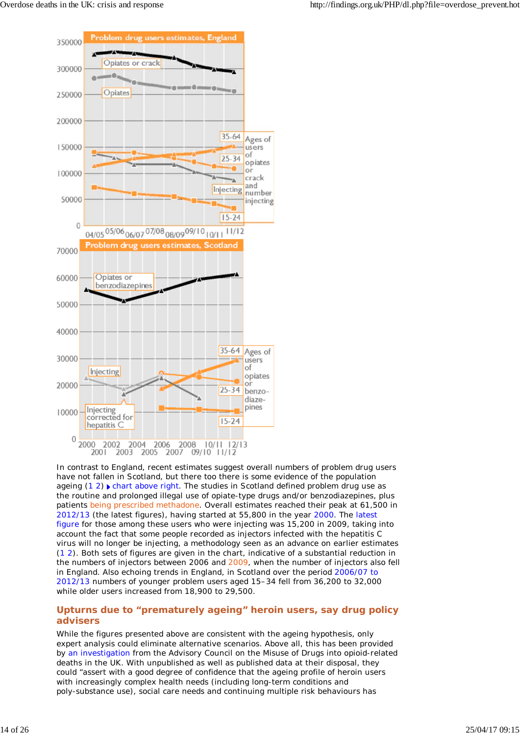In contrast to England, recent estimates suggest overall numbers of problem drug users have not fallen in Scotland, but there too there is some evidence of the population ageing (1 2) chart above right. The studies in Scotland defined problem drug use as the routine and prolonged illegal use of opiate-type drugs and/or benzodiazepines, plus patients being prescribed methadone. Overall estimates reached their peak at 61,500 in 2012/13 (the latest figures), having started at 55,800 in the year 2000. The latest figure for those among these users who were injecting was 15,200 in 2009, taking into account the fact that some people recorded as injectors infected with the hepatitis C virus will no longer be injecting, a methodology seen as an advance on earlier estimates (1 2). Both sets of figures are given in the chart, indicative of a substantial reduction in the numbers of injectors between 2006 and 2009, when the number of injectors also fell in England. Also echoing trends in England, in Scotland over the period 2006/07 to 2012/13 numbers of younger problem users aged 15–34 fell from 36,200 to 32,000 while older users increased from 18,900 to 29,500.

## Upturns due to "prematurely ageing" heroin users, say drug policy advisers

While the figures presented above are consistent with the ageing hypothesis, only expert analysis could eliminate alternative scenarios. Above all, this has been provided by an investigation from the Advisory Council on the Misuse of Drugs into opioid-related deaths in the UK. With unpublished as well as published data at their disposal, they could "assert with a good degree of confidence that the ageing profile of heroin users with increasingly complex health needs (including long-term conditions and poly-substance use), social care needs and continuing multiple risk behaviours has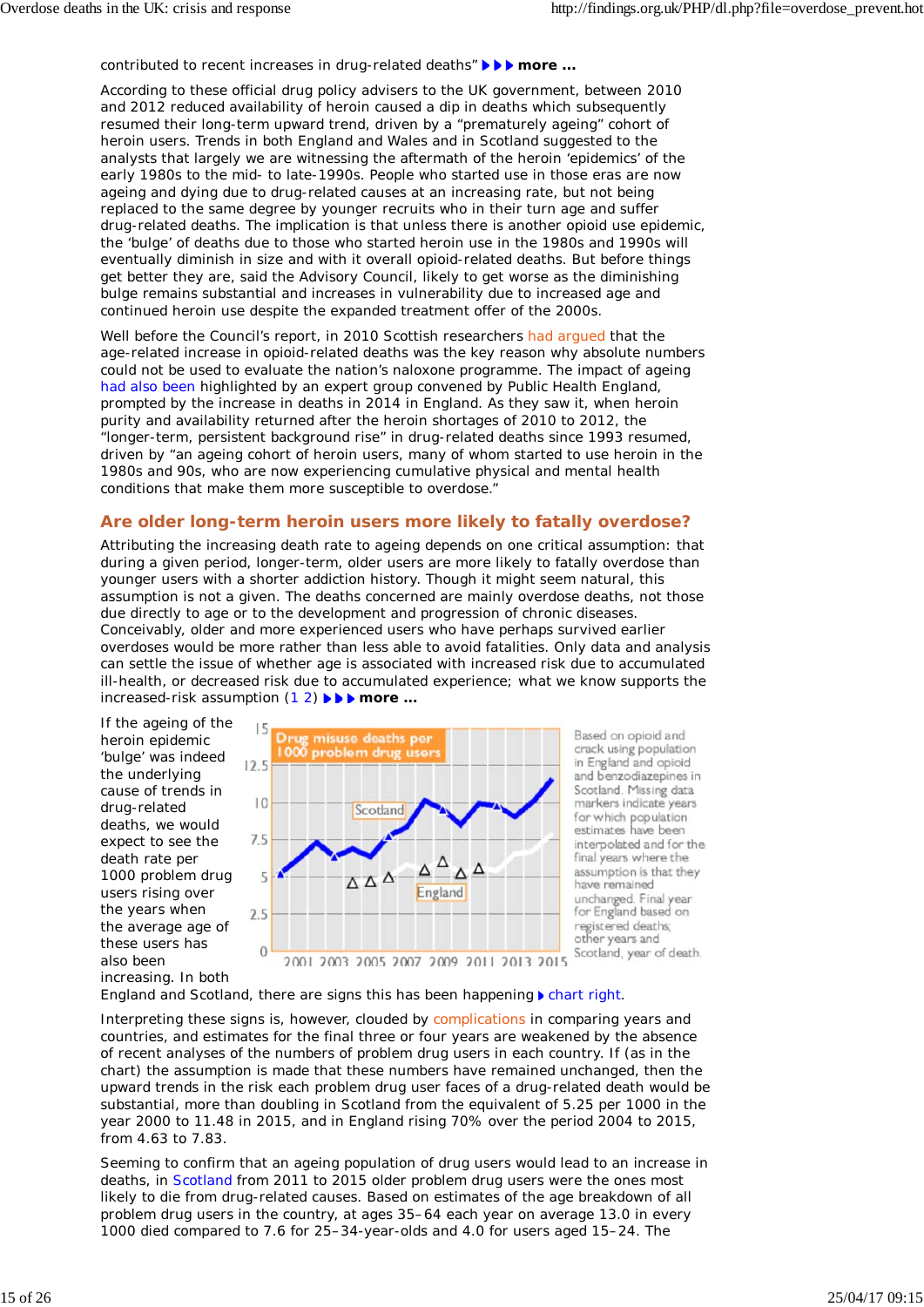contributed to recent increases in drug-related deaths" ▶▶▶ **more ...**

According to these official drug policy advisers to the UK government, between 2010 and 2012 reduced availability of heroin caused a dip in deaths which subsequently resumed their long-term upward trend, driven by a "prematurely ageing" cohort of heroin users. Trends in both England and Wales and in Scotland suggested to the analysts that largely we are witnessing the aftermath of the heroin 'epidemics' of the early 1980s to the mid- to late-1990s. People who started use in those eras are now ageing and dying due to drug-related causes at an increasing rate, but not being replaced to the same degree by younger recruits who in their turn age and suffer drug-related deaths. The implication is that unless there is another opioid use epidemic, the 'bulge' of deaths due to those who started heroin use in the 1980s and 1990s will eventually diminish in size and with it overall opioid-related deaths. But before things get better they are, said the Advisory Council, likely to get worse as the diminishing bulge remains substantial and increases in vulnerability due to increased age and continued heroin use despite the expanded treatment offer of the 2000s.

Well before the Council's report, in 2010 Scottish researchers had argued that the age-related increase in opioid-related deaths was the key reason why absolute numbers could not be used to evaluate the nation's naloxone programme. The impact of ageing had also been highlighted by an expert group convened by Public Health England, prompted by the increase in deaths in 2014 in England. As they saw it, when heroin purity and availability returned after the heroin shortages of 2010 to 2012, the "longer-term, persistent background rise" in drug-related deaths since 1993 resumed, driven by "an ageing cohort of heroin users, many of whom started to use heroin in the 1980s and 90s, who are now experiencing cumulative physical and mental health conditions that make them more susceptible to overdose."

## Are older long-term heroin users more likely to fatally overdose?

Attributing the increasing death rate to ageing depends on one critical assumption: that during a given period, longer-term, older users are more likely to fatally overdose than younger users with a shorter addiction history. Though it might seem natural, this assumption is not a given. The deaths concerned are mainly overdose deaths, not those due directly to age or to the development and progression of chronic diseases. Conceivably, older and more experienced users who have perhaps survived earlier overdoses would be more rather than less able to avoid fatalities. Only data and analysis can settle the issue of whether age is associated with increased risk due to accumulated ill-health, or decreased risk due to accumulated experience; what we know supports the increased-risk assumption (1 2) ▶▶▶ **more ...**

If the ageing of the heroin epidemic 'bulge' was indeed the underlying cause of trends in drug-related deaths, we would expect to see the death rate per 1000 problem drug users rising over the years when the average age of these users has also been increasing. In both England and Scotland, there are signs this has been happening ▶ chart right.

Drug misuse deaths per 1000 problem drug users (Scotland, England; 2001–2015)

Based on opioid and crack using population in England and opioid and benzodiazepines in Scotland. Missing data markers indicate years for which population estimates have been interpolated and for the final years where the assumption is that they have remained unchanged. Final year for England based on registered deaths; other years and Scotland, year of death.

Interpreting these signs is, however, clouded by complications in comparing years and countries, and estimates for the final three or four years are weakened by the absence of recent analyses of the numbers of problem drug users in each country. If (as in the chart) the assumption is made that these numbers have remained unchanged, then the upward trends in the risk each problem drug user faces of a drug-related death would be substantial, more than doubling in Scotland from the equivalent of 5.25 per 1000 in the year 2000 to 11.48 in 2015, and in England rising 70% over the period 2004 to 2015, from 4.63 to 7.83.

Seeming to confirm that an ageing population of drug users would lead to an increase in deaths, in Scotland from 2011 to 2015 older problem drug users were the ones most likely to die from drug-related causes. Based on estimates of the age breakdown of all problem drug users in the country, at ages 35–64 each year on average 13.0 in every 1000 died compared to 7.6 for 25–34-year-olds and 4.0 for users aged 15–24. The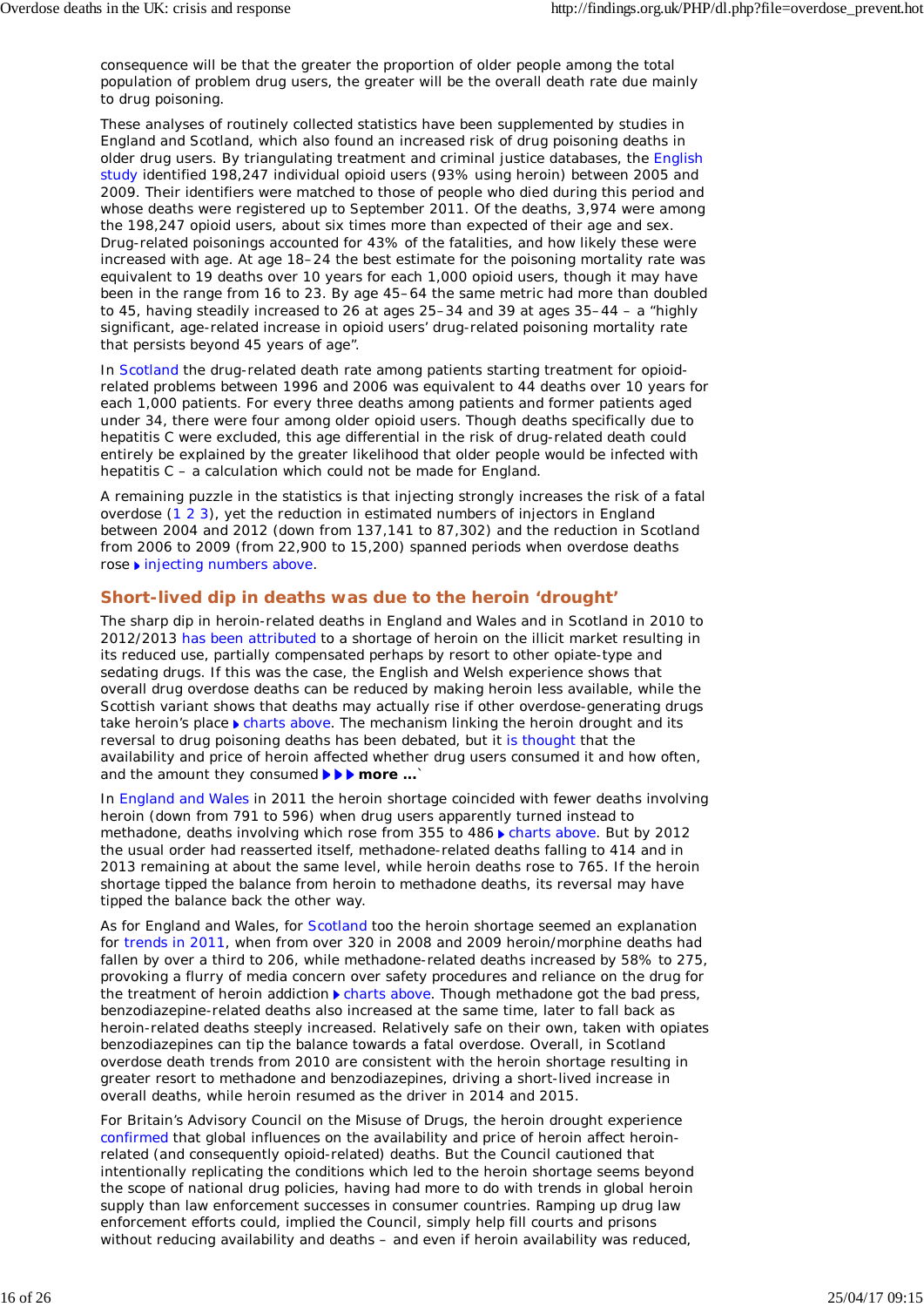consequence will be that the greater the proportion of older people among the total population of problem drug users, the greater will be the overall death rate due mainly to drug poisoning.

These analyses of routinely collected statistics have been supplemented by studies in England and Scotland, which also found an increased risk of drug poisoning deaths in older drug users. By triangulating treatment and criminal justice databases, the English study identified 198,247 individual opioid users (93% using heroin) between 2005 and 2009. Their identifiers were matched to those of people who died during this period and whose deaths were registered up to September 2011. Of the deaths, 3,974 were among the 198,247 opioid users, about six times more than expected of their age and sex. Drug-related poisonings accounted for 43% of the fatalities, and how likely these were increased with age. At age 18–24 the best estimate for the poisoning mortality rate was equivalent to 19 deaths over 10 years for each 1,000 opioid users, though it may have been in the range from 16 to 23. By age 45–64 the same metric had more than doubled to 45, having steadily increased to 26 at ages 25–34 and 39 at ages 35–44 – a "highly significant, age-related increase in opioid users' drug-related poisoning mortality rate that persists beyond 45 years of age".

In Scotland the drug-related death rate among patients starting treatment for opioid-related problems between 1996 and 2006 was equivalent to 44 deaths over 10 years for each 1,000 patients. For every three deaths among patients and former patients aged under 34, there were four among older opioid users. Though deaths specifically due to hepatitis C were excluded, this age differential in the risk of drug-related death could entirely be explained by the greater likelihood that older people would be infected with hepatitis C – a calculation which could not be made for England.

A remaining puzzle in the statistics is that injecting strongly increases the risk of a fatal overdose (1 2 3), yet the reduction in estimated numbers of injectors in England between 2004 and 2012 (down from 137,141 to 87,302) and the reduction in Scotland from 2006 to 2009 (from 22,900 to 15,200) spanned periods when overdose deaths rose ▸ injecting numbers above.

## Short-lived dip in deaths was due to the heroin 'drought'

The sharp dip in heroin-related deaths in England and Wales and in Scotland in 2010 to 2012/2013 has been attributed to a shortage of heroin on the illicit market resulting in its reduced use, partially compensated perhaps by resort to other opiate-type and sedating drugs. If this was the case, the English and Welsh experience shows that overall drug overdose deaths can be reduced by making heroin less available, while the Scottish variant shows that deaths may actually rise if other overdose-generating drugs take heroin's place ▸ charts above. The mechanism linking the heroin drought and its reversal to drug poisoning deaths has been debated, but it is thought that the availability and price of heroin affected whether drug users consumed it and how often, and the amount they consumed ▸▸▸ **more ...**`

In England and Wales in 2011 the heroin shortage coincided with fewer deaths involving heroin (down from 791 to 596) when drug users apparently turned instead to methadone, deaths involving which rose from 355 to 486 ▸ charts above. But by 2012 the usual order had reasserted itself, methadone-related deaths falling to 414 and in 2013 remaining at about the same level, while heroin deaths rose to 765. If the heroin shortage tipped the balance from heroin to methadone deaths, its reversal may have tipped the balance back the other way.

As for England and Wales, for Scotland too the heroin shortage seemed an explanation for trends in 2011, when from over 320 in 2008 and 2009 heroin/morphine deaths had fallen by over a third to 206, while methadone-related deaths increased by 58% to 275, provoking a flurry of media concern over safety procedures and reliance on the drug for the treatment of heroin addiction ▸ charts above. Though methadone got the bad press, benzodiazepine-related deaths also increased at the same time, later to fall back as heroin-related deaths steeply increased. Relatively safe on their own, taken with opiates benzodiazepines can tip the balance towards a fatal overdose. Overall, in Scotland overdose death trends from 2010 are consistent with the heroin shortage resulting in greater resort to methadone and benzodiazepines, driving a short-lived increase in overall deaths, while heroin resumed as the driver in 2014 and 2015.

For Britain's Advisory Council on the Misuse of Drugs, the heroin drought experience confirmed that global influences on the availability and price of heroin affect heroin-related (and consequently opioid-related) deaths. But the Council cautioned that intentionally replicating the conditions which led to the heroin shortage seems beyond the scope of national drug policies, having had more to do with trends in global heroin supply than law enforcement successes in consumer countries. Ramping up drug law enforcement efforts could, implied the Council, simply help fill courts and prisons without reducing availability and deaths – and even if heroin availability was reduced,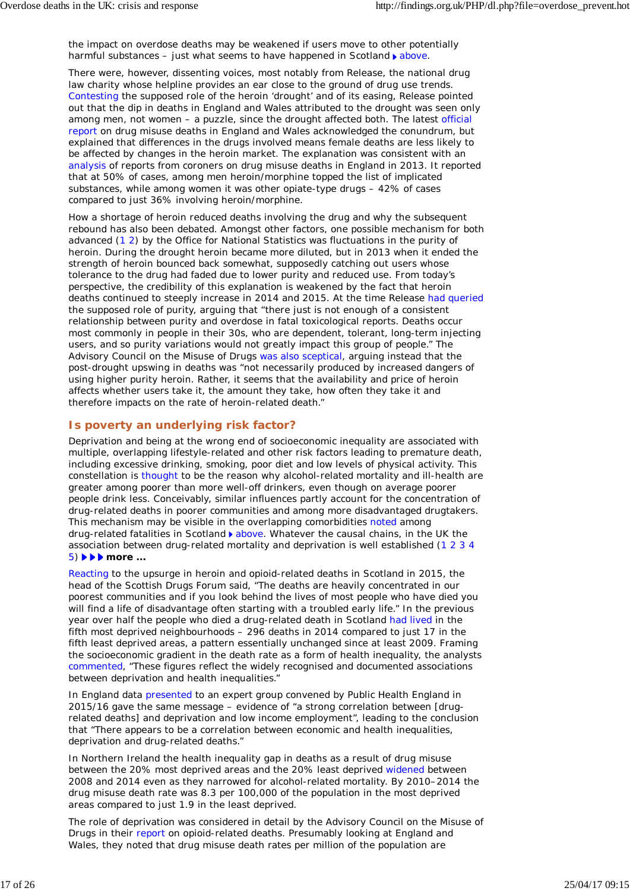the impact on overdose deaths may be weakened if users move to other potentially harmful substances – just what seems to have happened in Scotland ▶ above.

There were, however, dissenting voices, most notably from Release, the national drug law charity whose helpline provides an ear close to the ground of drug use trends. Contesting the supposed role of the heroin 'drought' and of its easing, Release pointed out that the dip in deaths in England and Wales attributed to the drought was seen only among men, not women – a puzzle, since the drought affected both. The latest official report on drug misuse deaths in England and Wales acknowledged the conundrum, but explained that differences in the drugs involved means female deaths are less likely to be affected by changes in the heroin market. The explanation was consistent with an analysis of reports from coroners on drug misuse deaths in England in 2013. It reported that at 50% of cases, among men heroin/morphine topped the list of implicated substances, while among women it was other opiate-type drugs – 42% of cases compared to just 36% involving heroin/morphine.

How a shortage of heroin reduced deaths involving the drug and why the subsequent rebound has also been debated. Amongst other factors, one possible mechanism for both advanced (1 2) by the Office for National Statistics was fluctuations in the purity of heroin. During the drought heroin became more diluted, but in 2013 when it ended the strength of heroin bounced back somewhat, supposedly catching out users whose tolerance to the drug had faded due to lower purity and reduced use. From today's perspective, the credibility of this explanation is weakened by the fact that heroin deaths continued to steeply increase in 2014 and 2015. At the time Release had queried the supposed role of purity, arguing that "there just is not enough of a consistent relationship between purity and overdose in fatal toxicological reports. Deaths occur most commonly in people in their 30s, who are dependent, tolerant, long-term injecting users, and so purity variations would not greatly impact this group of people." The Advisory Council on the Misuse of Drugs was also sceptical, arguing instead that the post-drought upswing in deaths was "not necessarily produced by increased dangers of using higher purity heroin. Rather, it seems that the availability and price of heroin affects whether users take it, the amount they take, how often they take it and therefore impacts on the rate of heroin-related death."

## Is poverty an underlying risk factor?

Deprivation and being at the wrong end of socioeconomic inequality are associated with multiple, overlapping lifestyle-related and other risk factors leading to premature death, including excessive drinking, smoking, poor diet and low levels of physical activity. This constellation is thought to be the reason why alcohol-related mortality and ill-health are greater among poorer than more well-off drinkers, even though on average poorer people drink less. Conceivably, similar influences partly account for the concentration of drug-related deaths in poorer communities and among more disadvantaged drugtakers. This mechanism may be visible in the overlapping comorbidities noted among drug-related fatalities in Scotland ▶ above. Whatever the causal chains, in the UK the association between drug-related mortality and deprivation is well established (1 2 3 4 5) ▶▶▶ **more ...**

Reacting to the upsurge in heroin and opioid-related deaths in Scotland in 2015, the head of the Scottish Drugs Forum said, "The deaths are heavily concentrated in our poorest communities and if you look behind the lives of most people who have died you will find a life of disadvantage often starting with a troubled early life." In the previous year over half the people who died a drug-related death in Scotland had lived in the fifth most deprived neighbourhoods – 296 deaths in 2014 compared to just 17 in the fifth least deprived areas, a pattern essentially unchanged since at least 2009. Framing the socioeconomic gradient in the death rate as a form of health inequality, the analysts commented, "These figures reflect the widely recognised and documented associations between deprivation and health inequalities."

In England data presented to an expert group convened by Public Health England in 2015/16 gave the same message – evidence of "a strong correlation between [drug-related deaths] and deprivation and low income employment", leading to the conclusion that "There appears to be a correlation between economic and health inequalities, deprivation and drug-related deaths."

In Northern Ireland the health inequality gap in deaths as a result of drug misuse between the 20% most deprived areas and the 20% least deprived widened between 2008 and 2014 even as they narrowed for alcohol-related mortality. By 2010–2014 the drug misuse death rate was 8.3 per 100,000 of the population in the most deprived areas compared to just 1.9 in the least deprived.

The role of deprivation was considered in detail by the Advisory Council on the Misuse of Drugs in their report on opioid-related deaths. Presumably looking at England and Wales, they noted that drug misuse death rates per million of the population are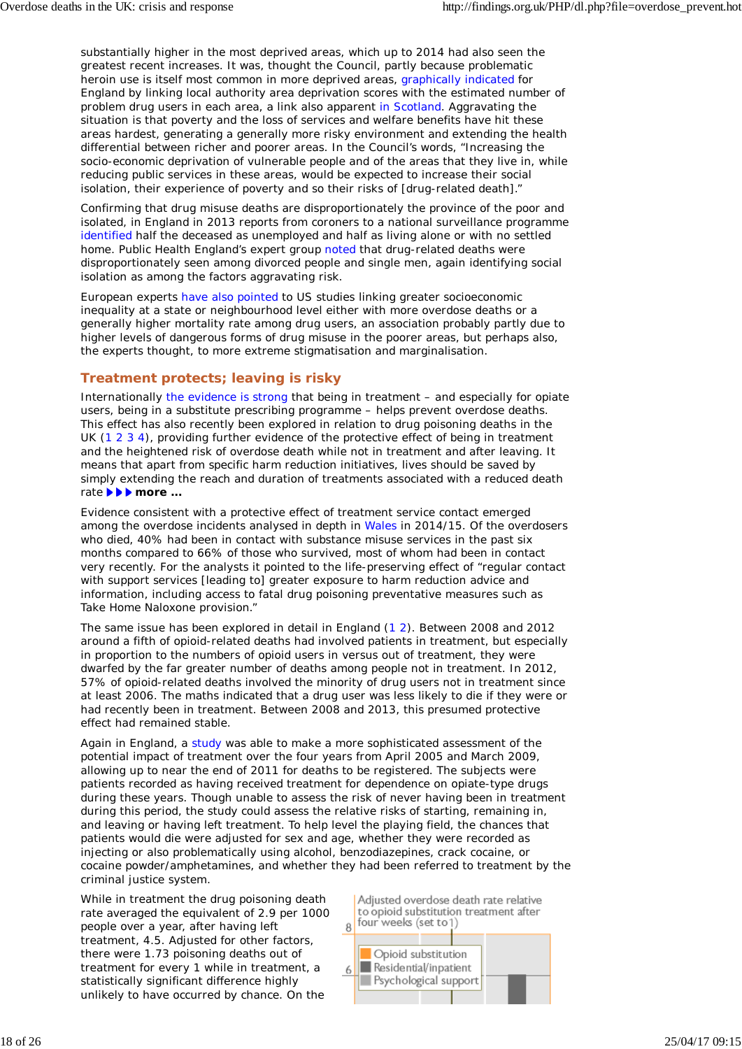substantially higher in the most deprived areas, which up to 2014 had also seen the greatest recent increases. It was, thought the Council, partly because problematic heroin use is itself most common in more deprived areas, graphically indicated for England by linking local authority area deprivation scores with the estimated number of problem drug users in each area, a link also apparent in Scotland. Aggravating the situation is that poverty and the loss of services and welfare benefits have hit these areas hardest, generating a generally more risky environment and extending the health differential between richer and poorer areas. In the Council's words, "Increasing the socio-economic deprivation of vulnerable people and of the areas that they live in, while reducing public services in these areas, would be expected to increase their social isolation, their experience of poverty and so their risks of [drug-related death]."

Confirming that drug misuse deaths are disproportionately the province of the poor and isolated, in England in 2013 reports from coroners to a national surveillance programme identified half the deceased as unemployed and half as living alone or with no settled home. Public Health England's expert group noted that drug-related deaths were disproportionately seen among divorced people and single men, again identifying social isolation as among the factors aggravating risk.

European experts have also pointed to US studies linking greater socioeconomic inequality at a state or neighbourhood level either with more overdose deaths or a generally higher mortality rate among drug users, an association probably partly due to higher levels of dangerous forms of drug misuse in the poorer areas, but perhaps also, the experts thought, to more extreme stigmatisation and marginalisation.

## Treatment protects; leaving is risky

Internationally the evidence is strong that being in treatment – and especially for opiate users, being in a substitute prescribing programme – helps prevent overdose deaths. This effect has also recently been explored in relation to drug poisoning deaths in the UK (1 2 3 4), providing further evidence of the protective effect of being in treatment and the heightened risk of overdose death while not in treatment and after leaving. It means that apart from specific harm reduction initiatives, lives should be saved by simply extending the reach and duration of treatments associated with a reduced death rate ▶▶▶ **more ...**

Evidence consistent with a protective effect of treatment service contact emerged among the overdose incidents analysed in depth in Wales in 2014/15. Of the overdosers who died, 40% had been in contact with substance misuse services in the past six months compared to 66% of those who survived, most of whom had been in contact very recently. For the analysts it pointed to the life-preserving effect of "regular contact with support services [leading to] greater exposure to harm reduction advice and information, including access to fatal drug poisoning preventative measures such as Take Home Naloxone provision."

The same issue has been explored in detail in England (1 2). Between 2008 and 2012 around a fifth of opioid-related deaths had involved patients in treatment, but especially in proportion to the numbers of opioid users in versus out of treatment, they were dwarfed by the far greater number of deaths among people not in treatment. In 2012, 57% of opioid-related deaths involved the minority of drug users not in treatment since at least 2006. The maths indicated that a drug user was less likely to die if they were or had recently been in treatment. Between 2008 and 2013, this presumed protective effect had remained stable.

Again in England, a study was able to make a more sophisticated assessment of the potential impact of treatment over the four years from April 2005 and March 2009, allowing up to near the end of 2011 for deaths to be registered. The subjects were patients recorded as having received treatment for dependence on opiate-type drugs during these years. Though unable to assess the risk of never having been in treatment during this period, the study could assess the relative risks of starting, remaining in, and leaving or having left treatment. To help level the playing field, the chances that patients would die were adjusted for sex and age, whether they were recorded as injecting or also problematically using alcohol, benzodiazepines, crack cocaine, or cocaine powder/amphetamines, and whether they had been referred to treatment by the criminal justice system.

While in treatment the drug poisoning death rate averaged the equivalent of 2.9 per 1000 people over a year, after having left treatment, 4.5. Adjusted for other factors, there were 1.73 poisoning deaths out of treatment for every 1 while in treatment, a statistically significant difference highly unlikely to have occurred by chance. On the

Adjusted overdose death rate relative to opioid substitution treatment after four weeks (set to 1)

Opioid substitution
Residential/inpatient
Psychological support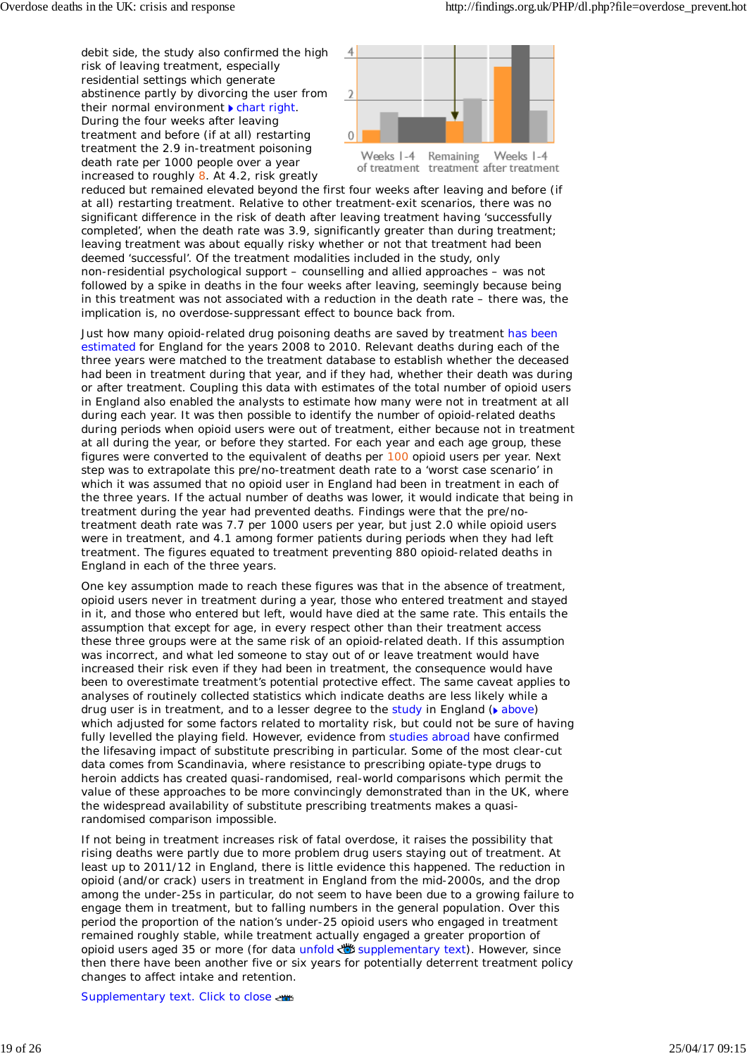debit side, the study also confirmed the high risk of leaving treatment, especially residential settings which generate abstinence partly by divorcing the user from their normal environment ▸ chart right. During the four weeks after leaving treatment and before (if at all) restarting treatment the 2.9 in-treatment poisoning death rate per 1000 people over a year increased to roughly 8. At 4.2, risk greatly reduced but remained elevated beyond the first four weeks after leaving and before (if at all) restarting treatment. Relative to other treatment-exit scenarios, there was no significant difference in the risk of death after leaving treatment having 'successfully completed', when the death rate was 3.9, significantly greater than during treatment; leaving treatment was about equally risky whether or not that treatment had been deemed 'successful'. Of the treatment modalities included in the study, only non-residential psychological support – counselling and allied approaches – was not followed by a spike in deaths in the four weeks after leaving, seemingly because being in this treatment was not associated with a reduction in the death rate – there was, the implication is, no overdose-suppressant effect to bounce back from.

Just how many opioid-related drug poisoning deaths are saved by treatment has been estimated for England for the years 2008 to 2010. Relevant deaths during each of the three years were matched to the treatment database to establish whether the deceased had been in treatment during that year, and if they had, whether their death was during or after treatment. Coupling this data with estimates of the total number of opioid users in England also enabled the analysts to estimate how many were not in treatment at all during each year. It was then possible to identify the number of opioid-related deaths during periods when opioid users were out of treatment, either because not in treatment at all during the year, or before they started. For each year and each age group, these figures were converted to the equivalent of deaths per 100 opioid users per year. Next step was to extrapolate this pre/no-treatment death rate to a 'worst case scenario' in which it was assumed that no opioid user in England had been in treatment in each of the three years. If the actual number of deaths was lower, it would indicate that being in treatment during the year had prevented deaths. Findings were that the pre/no-treatment death rate was 7.7 per 1000 users per year, but just 2.0 while opioid users were in treatment, and 4.1 among former patients during periods when they had left treatment. The figures equated to treatment preventing 880 opioid-related deaths in England in each of the three years.

One key assumption made to reach these figures was that in the absence of treatment, opioid users never in treatment during a year, those who entered treatment and stayed in it, and those who entered but left, would have died at the same rate. This entails the assumption that except for age, in every respect other than their treatment access these three groups were at the same risk of an opioid-related death. If this assumption was incorrect, and what led someone to stay out of or leave treatment would have increased their risk even if they had been in treatment, the consequence would have been to overestimate treatment's potential protective effect. The same caveat applies to analyses of routinely collected statistics which indicate deaths are less likely while a drug user is in treatment, and to a lesser degree to the study in England (▸ above) which adjusted for some factors related to mortality risk, but could not be sure of having fully levelled the playing field. However, evidence from studies abroad have confirmed the lifesaving impact of substitute prescribing in particular. Some of the most clear-cut data comes from Scandinavia, where resistance to prescribing opiate-type drugs to heroin addicts has created quasi-randomised, real-world comparisons which permit the value of these approaches to be more convincingly demonstrated than in the UK, where the widespread availability of substitute prescribing treatments makes a quasi-randomised comparison impossible.

If not being in treatment increases risk of fatal overdose, it raises the possibility that rising deaths were partly due to more problem drug users staying out of treatment. At least up to 2011/12 in England, there is little evidence this happened. The reduction in opioid (and/or crack) users in treatment in England from the mid-2000s, and the drop among the under-25s in particular, do not seem to have been due to a growing failure to engage them in treatment, but to falling numbers in the general population. Over this period the proportion of the nation's under-25 opioid users who engaged in treatment remained roughly stable, while treatment actually engaged a greater proportion of opioid users aged 35 or more (for data unfold supplementary text). However, since then there have been another five or six years for potentially deterrent treatment policy changes to affect intake and retention.

Supplementary text. Click to close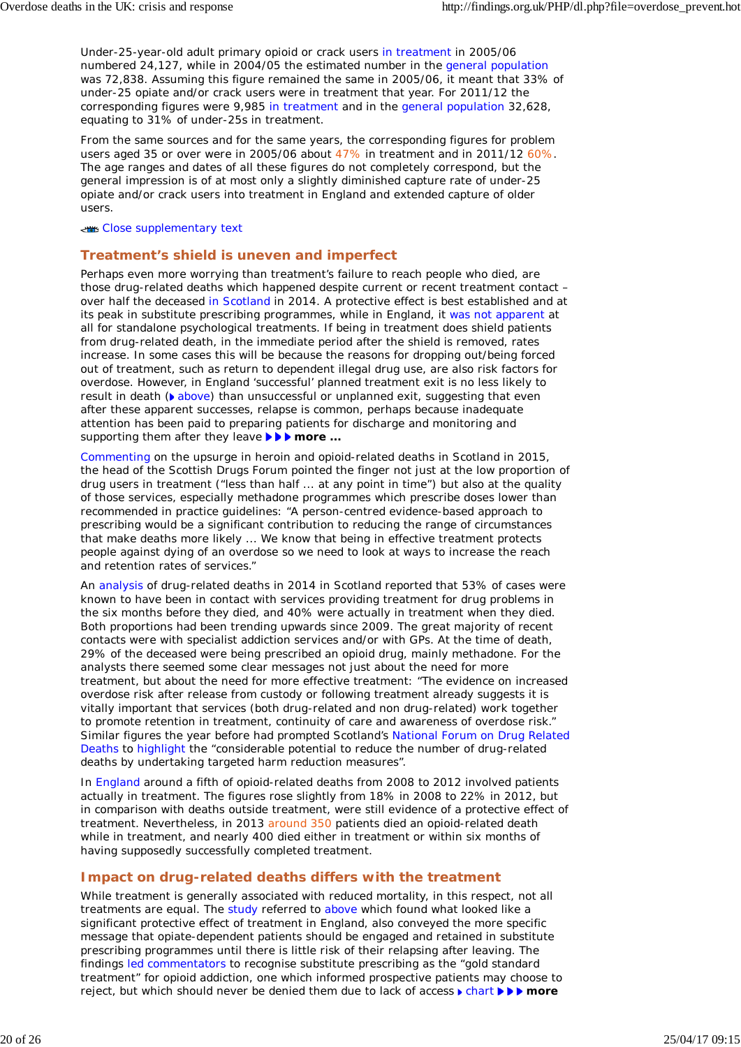Under-25-year-old adult primary opioid or crack users in treatment in 2005/06 numbered 24,127, while in 2004/05 the estimated number in the general population was 72,838. Assuming this figure remained the same in 2005/06, it meant that 33% of under-25 opiate and/or crack users were in treatment that year. For 2011/12 the corresponding figures were 9,985 in treatment and in the general population 32,628, equating to 31% of under-25s in treatment.

From the same sources and for the same years, the corresponding figures for problem users aged 35 or over were in 2005/06 about 47% in treatment and in 2011/12 60%. The age ranges and dates of all these figures do not completely correspond, but the general impression is of at most only a slightly diminished capture rate of under-25 opiate and/or crack users into treatment in England and extended capture of older users.

Close supplementary text

## Treatment's shield is uneven and imperfect

Perhaps even more worrying than treatment's failure to reach people who died, are those drug-related deaths which happened despite current or recent treatment contact – over half the deceased in Scotland in 2014. A protective effect is best established and at its peak in substitute prescribing programmes, while in England, it was not apparent at all for standalone psychological treatments. If being in treatment does shield patients from drug-related death, in the immediate period after the shield is removed, rates increase. In some cases this will be because the reasons for dropping out/being forced out of treatment, such as return to dependent illegal drug use, are also risk factors for overdose. However, in England 'successful' planned treatment exit is no less likely to result in death (above) than unsuccessful or unplanned exit, suggesting that even after these apparent successes, relapse is common, perhaps because inadequate attention has been paid to preparing patients for discharge and monitoring and supporting them after they leave **more ...**

Commenting on the upsurge in heroin and opioid-related deaths in Scotland in 2015, the head of the Scottish Drugs Forum pointed the finger not just at the low proportion of drug users in treatment ("less than half ... at any point in time") but also at the quality of those services, especially methadone programmes which prescribe doses lower than recommended in practice guidelines: "A person-centred evidence-based approach to prescribing would be a significant contribution to reducing the range of circumstances that make deaths more likely ... We know that being in effective treatment protects people against dying of an overdose so we need to look at ways to increase the reach and retention rates of services."

An analysis of drug-related deaths in 2014 in Scotland reported that 53% of cases were known to have been in contact with services providing treatment for drug problems in the six months before they died, and 40% were actually in treatment when they died. Both proportions had been trending upwards since 2009. The great majority of recent contacts were with specialist addiction services and/or with GPs. At the time of death, 29% of the deceased were being prescribed an opioid drug, mainly methadone. For the analysts there seemed some clear messages not just about the need for more treatment, but about the need for more effective treatment: "The evidence on increased overdose risk after release from custody or following treatment already suggests it is vitally important that services (both drug-related and non drug-related) work together to promote retention in treatment, continuity of care and awareness of overdose risk." Similar figures the year before had prompted Scotland's National Forum on Drug Related Deaths to highlight the "considerable potential to reduce the number of drug-related deaths by undertaking targeted harm reduction measures".

In England around a fifth of opioid-related deaths from 2008 to 2012 involved patients actually in treatment. The figures rose slightly from 18% in 2008 to 22% in 2012, but in comparison with deaths outside treatment, were still evidence of a protective effect of treatment. Nevertheless, in 2013 around 350 patients died an opioid-related death while in treatment, and nearly 400 died either in treatment or within six months of having supposedly successfully completed treatment.

## Impact on drug-related deaths differs with the treatment

While treatment is generally associated with reduced mortality, in this respect, not all treatments are equal. The study referred to above which found what looked like a significant protective effect of treatment in England, also conveyed the more specific message that opiate-dependent patients should be engaged and retained in substitute prescribing programmes until there is little risk of their relapsing after leaving. The findings led commentators to recognise substitute prescribing as the "gold standard treatment" for opioid addiction, one which informed prospective patients may choose to reject, but which should never be denied them due to lack of access chart **more**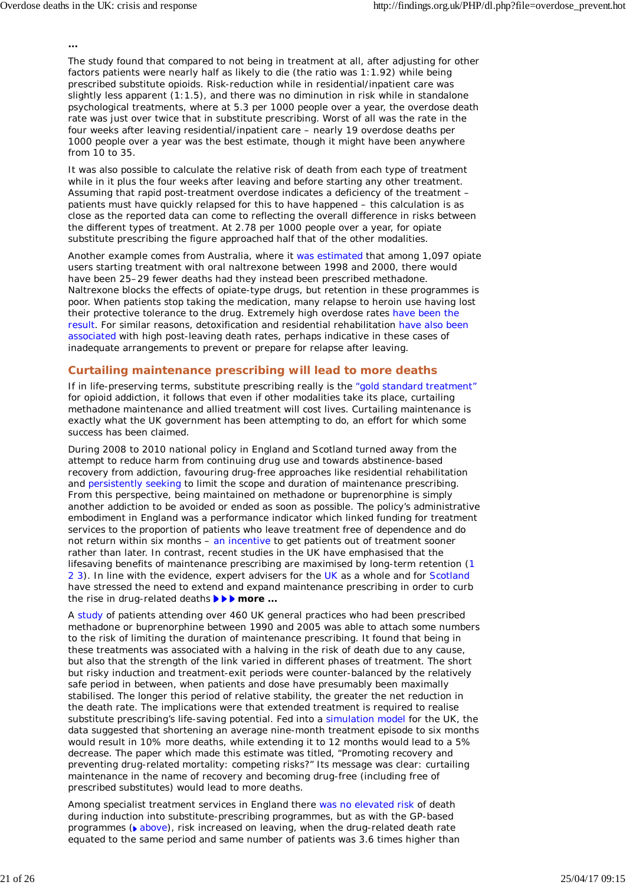...

The study found that compared to not being in treatment at all, after adjusting for other factors patients were nearly half as likely to die (the ratio was 1:1.92) while being prescribed substitute opioids. Risk-reduction while in residential/inpatient care was slightly less apparent (1:1.5), and there was no diminution in risk while in standalone psychological treatments, where at 5.3 per 1000 people over a year, the overdose death rate was just over twice that in substitute prescribing. Worst of all was the rate in the four weeks after leaving residential/inpatient care – nearly 19 overdose deaths per 1000 people over a year was the best estimate, though it might have been anywhere from 10 to 35.

It was also possible to calculate the relative risk of death from each type of treatment while in it plus the four weeks after leaving and before starting any other treatment. Assuming that rapid post-treatment overdose indicates a deficiency of the treatment – patients must have quickly relapsed for this to have happened – this calculation is as close as the reported data can come to reflecting the overall difference in risks between the different types of treatment. At 2.78 per 1000 people over a year, for opiate substitute prescribing the figure approached half that of the other modalities.

Another example comes from Australia, where it was estimated that among 1,097 opiate users starting treatment with oral naltrexone between 1998 and 2000, there would have been 25–29 fewer deaths had they instead been prescribed methadone. Naltrexone blocks the effects of opiate-type drugs, but retention in these programmes is poor. When patients stop taking the medication, many relapse to heroin use having lost their protective tolerance to the drug. Extremely high overdose rates have been the result. For similar reasons, detoxification and residential rehabilitation have also been associated with high post-leaving death rates, perhaps indicative in these cases of inadequate arrangements to prevent or prepare for relapse after leaving.

## Curtailing maintenance prescribing will lead to more deaths

If in life-preserving terms, substitute prescribing really is the "gold standard treatment" for opioid addiction, it follows that even if other modalities take its place, curtailing methadone maintenance and allied treatment will cost lives. Curtailing maintenance is exactly what the UK government has been attempting to do, an effort for which some success has been claimed.

During 2008 to 2010 national policy in England and Scotland turned away from the attempt to reduce harm from continuing drug use and towards abstinence-based recovery from addiction, favouring drug-free approaches like residential rehabilitation and persistently seeking to limit the scope and duration of maintenance prescribing. From this perspective, being maintained on methadone or buprenorphine is simply another addiction to be avoided or ended as soon as possible. The policy's administrative embodiment in England was a performance indicator which linked funding for treatment services to the proportion of patients who leave treatment free of dependence and do not return within six months – an incentive to get patients out of treatment sooner rather than later. In contrast, recent studies in the UK have emphasised that the lifesaving benefits of maintenance prescribing are maximised by long-term retention (1 2 3). In line with the evidence, expert advisers for the UK as a whole and for Scotland have stressed the need to extend and expand maintenance prescribing in order to curb the rise in drug-related deaths ▶▶▶ **more ...**

A study of patients attending over 460 UK general practices who had been prescribed methadone or buprenorphine between 1990 and 2005 was able to attach some numbers to the risk of limiting the duration of maintenance prescribing. It found that being in these treatments was associated with a halving in the risk of death due to any cause, but also that the strength of the link varied in different phases of treatment. The short but risky induction and treatment-exit periods were counter-balanced by the relatively safe period in between, when patients and dose have presumably been maximally stabilised. The longer this period of relative stability, the greater the net reduction in the death rate. The implications were that extended treatment is required to realise substitute prescribing's life-saving potential. Fed into a simulation model for the UK, the data suggested that shortening an average nine-month treatment episode to six months would result in 10% more deaths, while extending it to 12 months would lead to a 5% decrease. The paper which made this estimate was titled, "Promoting recovery and preventing drug-related mortality: competing risks?" Its message was clear: curtailing maintenance in the name of recovery and becoming drug-free (including free of prescribed substitutes) would lead to more deaths.

Among specialist treatment services in England there was no elevated risk of death during induction into substitute-prescribing programmes, but as with the GP-based programmes (▶ above), risk increased on leaving, when the drug-related death rate equated to the same period and same number of patients was 3.6 times higher than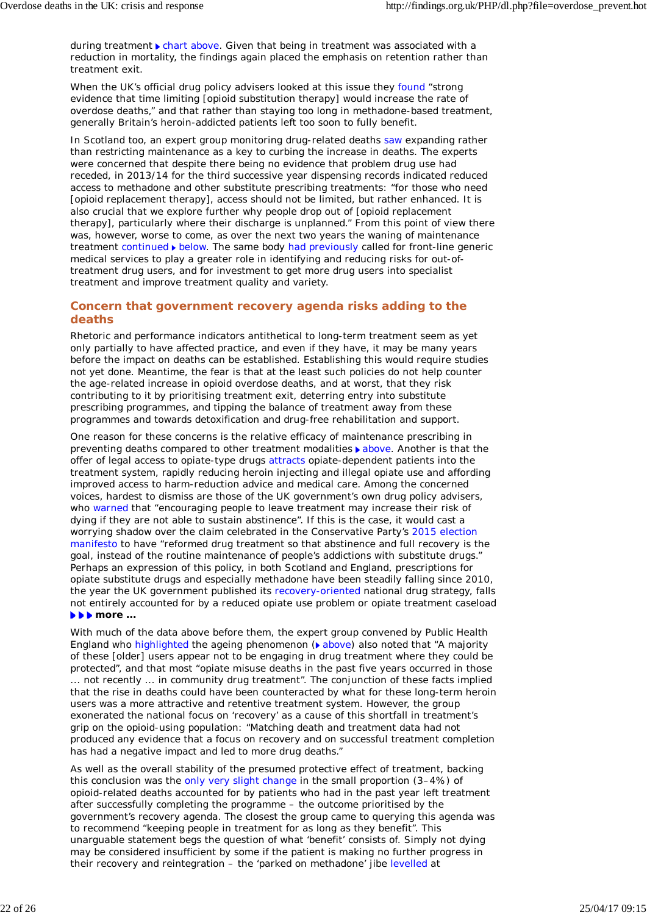during treatment ▸ chart above. Given that being in treatment was associated with a reduction in mortality, the findings again placed the emphasis on retention rather than treatment exit.

When the UK's official drug policy advisers looked at this issue they found "strong evidence that time limiting [opioid substitution therapy] would increase the rate of overdose deaths," and that rather than staying too long in methadone-based treatment, generally Britain's heroin-addicted patients left too soon to fully benefit.

In Scotland too, an expert group monitoring drug-related deaths saw expanding rather than restricting maintenance as a key to curbing the increase in deaths. The experts were concerned that despite there being no evidence that problem drug use had receded, in 2013/14 for the third successive year dispensing records indicated reduced access to methadone and other substitute prescribing treatments: "for those who need [opioid replacement therapy], access should not be limited, but rather enhanced. It is also crucial that we explore further why people drop out of [opioid replacement therapy], particularly where their discharge is unplanned." From this point of view there was, however, worse to come, as over the next two years the waning of maintenance treatment continued ▸ below. The same body had previously called for front-line generic medical services to play a greater role in identifying and reducing risks for out-of-treatment drug users, and for investment to get more drug users into specialist treatment and improve treatment quality and variety.

## Concern that government recovery agenda risks adding to the deaths

Rhetoric and performance indicators antithetical to long-term treatment seem as yet only partially to have affected practice, and even if they have, it may be many years before the impact on deaths can be established. Establishing this would require studies not yet done. Meantime, the fear is that at the least such policies do not help counter the age-related increase in opioid overdose deaths, and at worst, that they risk contributing to it by prioritising treatment exit, deterring entry into substitute prescribing programmes, and tipping the balance of treatment away from these programmes and towards detoxification and drug-free rehabilitation and support.

One reason for these concerns is the relative efficacy of maintenance prescribing in preventing deaths compared to other treatment modalities ▸ above. Another is that the offer of legal access to opiate-type drugs attracts opiate-dependent patients into the treatment system, rapidly reducing heroin injecting and illegal opiate use and affording improved access to harm-reduction advice and medical care. Among the concerned voices, hardest to dismiss are those of the UK government's own drug policy advisers, who warned that "encouraging people to leave treatment may increase their risk of dying if they are not able to sustain abstinence". If this is the case, it would cast a worrying shadow over the claim celebrated in the Conservative Party's 2015 election manifesto to have "reformed drug treatment so that abstinence and full recovery is the goal, instead of the routine maintenance of people's addictions with substitute drugs." Perhaps an expression of this policy, in both Scotland and England, prescriptions for opiate substitute drugs and especially methadone have been steadily falling since 2010, the year the UK government published its recovery-oriented national drug strategy, falls not entirely accounted for by a reduced opiate use problem or opiate treatment caseload ▸▸▸ **more ...**

With much of the data above before them, the expert group convened by Public Health England who highlighted the ageing phenomenon (▸ above) also noted that "A majority of these [older] users appear not to be engaging in drug treatment where they could be protected", and that most "opiate misuse deaths in the past five years occurred in those ... not recently ... in community drug treatment". The conjunction of these facts implied that the rise in deaths could have been counteracted by what for these long-term heroin users was a more attractive and retentive treatment system. However, the group exonerated the national focus on 'recovery' as a cause of this shortfall in treatment's grip on the opioid-using population: "Matching death and treatment data had not produced any evidence that a focus on recovery and on successful treatment completion has had a negative impact and led to more drug deaths."

As well as the overall stability of the presumed protective effect of treatment, backing this conclusion was the only very slight change in the small proportion (3–4%) of opioid-related deaths accounted for by patients who had in the past year left treatment after successfully completing the programme – the outcome prioritised by the government's recovery agenda. The closest the group came to querying this agenda was to recommend "keeping people in treatment for as long as they benefit". This unarguable statement begs the question of what 'benefit' consists of. Simply not dying may be considered insufficient by some if the patient is making no further progress in their recovery and reintegration – the 'parked on methadone' jibe levelled at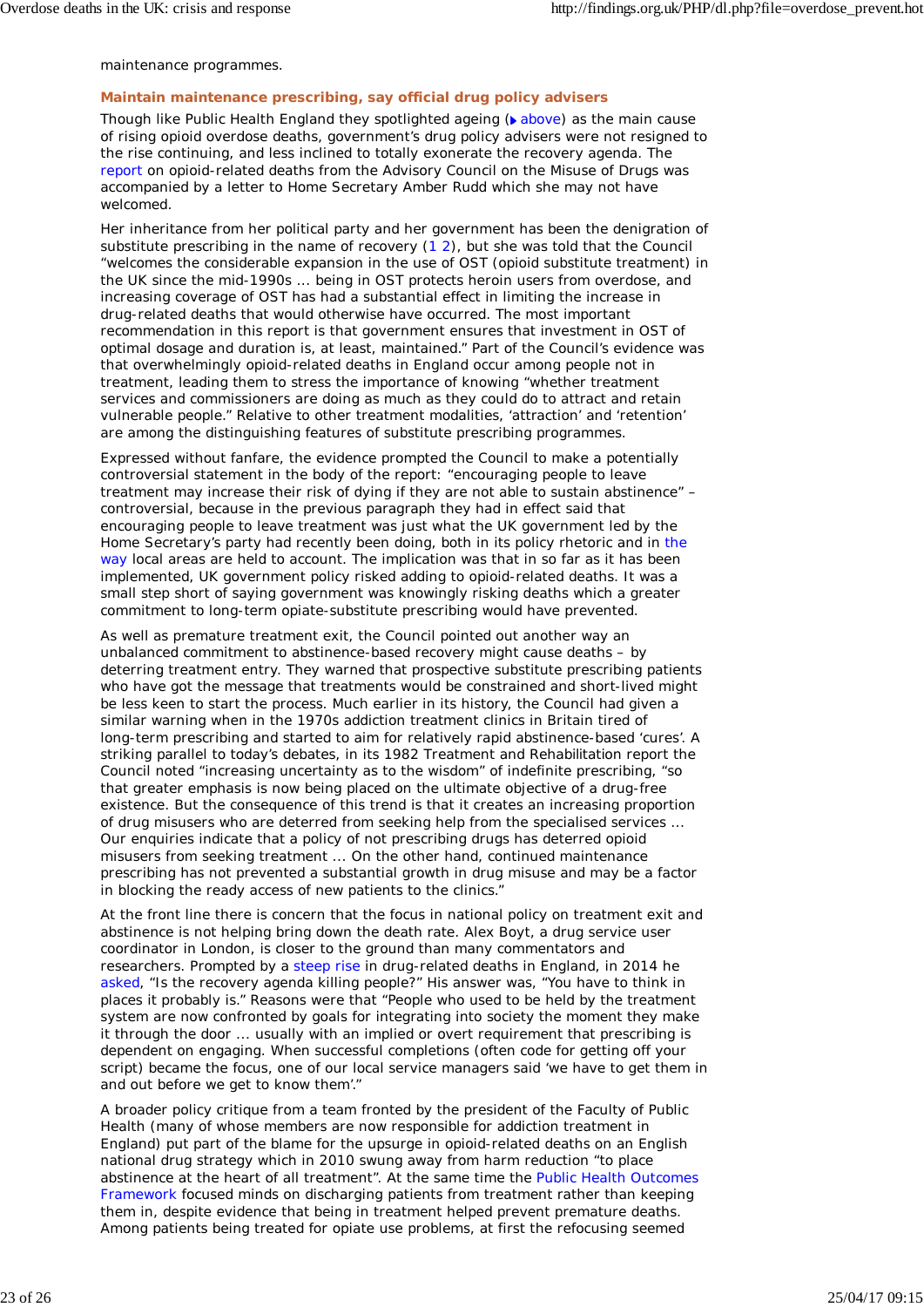maintenance programmes.

### Maintain maintenance prescribing, say official drug policy advisers

Though like Public Health England they spotlighted ageing (▶ above) as the main cause of rising opioid overdose deaths, government's drug policy advisers were not resigned to the rise continuing, and less inclined to totally exonerate the recovery agenda. The report on opioid-related deaths from the Advisory Council on the Misuse of Drugs was accompanied by a letter to Home Secretary Amber Rudd which she may not have welcomed.

Her inheritance from her political party and her government has been the denigration of substitute prescribing in the name of recovery (1 2), but she was told that the Council "welcomes the considerable expansion in the use of OST (opioid substitute treatment) in the UK since the mid-1990s ... being in OST protects heroin users from overdose, and increasing coverage of OST has had a substantial effect in limiting the increase in drug-related deaths that would otherwise have occurred. The most important recommendation in this report is that government ensures that investment in OST of optimal dosage and duration is, at least, maintained." Part of the Council's evidence was that overwhelmingly opioid-related deaths in England occur among people not in treatment, leading them to stress the importance of knowing "whether treatment services and commissioners are doing as much as they could do to attract and retain vulnerable people." Relative to other treatment modalities, 'attraction' and 'retention' are among the distinguishing features of substitute prescribing programmes.

Expressed without fanfare, the evidence prompted the Council to make a potentially controversial statement in the body of the report: "encouraging people to leave treatment may increase their risk of dying if they are not able to sustain abstinence" – controversial, because in the previous paragraph they had in effect said that encouraging people to leave treatment was just what the UK government led by the Home Secretary's party had recently been doing, both in its policy rhetoric and in the way local areas are held to account. The implication was that in so far as it has been implemented, UK government policy risked adding to opioid-related deaths. It was a small step short of saying government was knowingly risking deaths which a greater commitment to long-term opiate-substitute prescribing would have prevented.

As well as premature treatment exit, the Council pointed out another way an unbalanced commitment to abstinence-based recovery might cause deaths – by deterring treatment entry. They warned that prospective substitute prescribing patients who have got the message that treatments would be constrained and short-lived might be less keen to start the process. Much earlier in its history, the Council had given a similar warning when in the 1970s addiction treatment clinics in Britain tired of long-term prescribing and started to aim for relatively rapid abstinence-based 'cures'. A striking parallel to today's debates, in its 1982 Treatment and Rehabilitation report the Council noted "increasing uncertainty as to the wisdom" of indefinite prescribing, "so that greater emphasis is now being placed on the ultimate objective of a drug-free existence. But the consequence of this trend is that it creates an increasing proportion of drug misusers who are deterred from seeking help from the specialised services ... Our enquiries indicate that a policy of not prescribing drugs has deterred opioid misusers from seeking treatment ... On the other hand, continued maintenance prescribing has not prevented a substantial growth in drug misuse and may be a factor in blocking the ready access of new patients to the clinics."

At the front line there is concern that the focus in national policy on treatment exit and abstinence is not helping bring down the death rate. Alex Boyt, a drug service user coordinator in London, is closer to the ground than many commentators and researchers. Prompted by a steep rise in drug-related deaths in England, in 2014 he asked, "Is the recovery agenda killing people?" His answer was, "You have to think in places it probably is." Reasons were that "People who used to be held by the treatment system are now confronted by goals for integrating into society the moment they make it through the door ... usually with an implied or overt requirement that prescribing is dependent on engaging. When successful completions (often code for getting off your script) became the focus, one of our local service managers said 'we have to get them in and out before we get to know them'."

A broader policy critique from a team fronted by the president of the Faculty of Public Health (many of whose members are now responsible for addiction treatment in England) put part of the blame for the upsurge in opioid-related deaths on an English national drug strategy which in 2010 swung away from harm reduction "to place abstinence at the heart of all treatment". At the same time the Public Health Outcomes Framework focused minds on discharging patients from treatment rather than keeping them in, despite evidence that being in treatment helped prevent premature deaths. Among patients being treated for opiate use problems, at first the refocusing seemed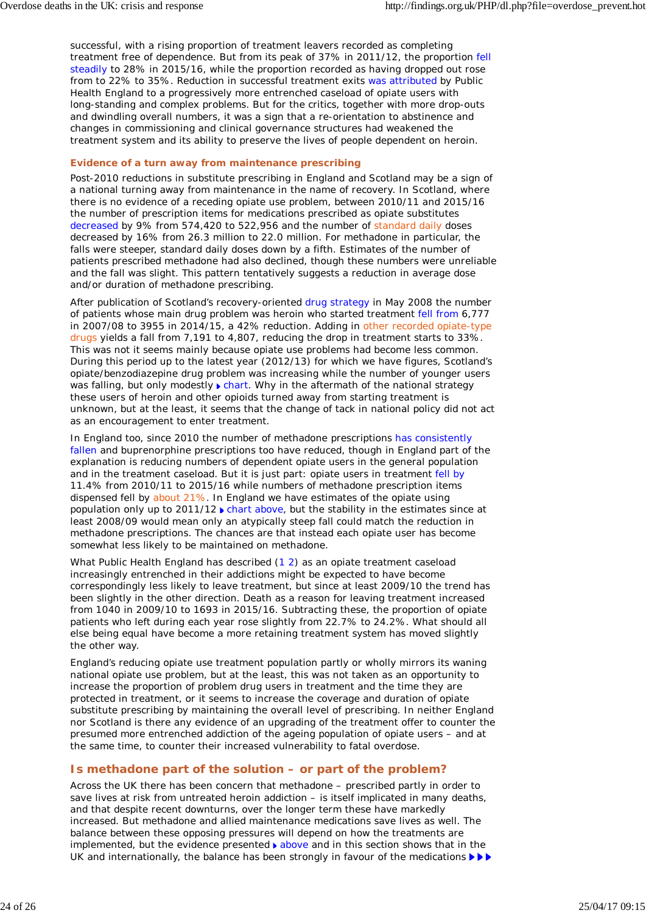successful, with a rising proportion of treatment leavers recorded as completing treatment free of dependence. But from its peak of 37% in 2011/12, the proportion fell steadily to 28% in 2015/16, while the proportion recorded as having dropped out rose from to 22% to 35%. Reduction in successful treatment exits was attributed by Public Health England to a progressively more entrenched caseload of opiate users with long-standing and complex problems. But for the critics, together with more drop-outs and dwindling overall numbers, it was a sign that a re-orientation to abstinence and changes in commissioning and clinical governance structures had weakened the treatment system and its ability to preserve the lives of people dependent on heroin.

### Evidence of a turn away from maintenance prescribing

Post-2010 reductions in substitute prescribing in England and Scotland may be a sign of a national turning away from maintenance in the name of recovery. In Scotland, where there is no evidence of a receding opiate use problem, between 2010/11 and 2015/16 the number of prescription items for medications prescribed as opiate substitutes decreased by 9% from 574,420 to 522,956 and the number of standard daily doses decreased by 16% from 26.3 million to 22.0 million. For methadone in particular, the falls were steeper, standard daily doses down by a fifth. Estimates of the number of patients prescribed methadone had also declined, though these numbers were unreliable and the fall was slight. This pattern tentatively suggests a reduction in average dose and/or duration of methadone prescribing.

After publication of Scotland's recovery-oriented drug strategy in May 2008 the number of patients whose main drug problem was heroin who started treatment fell from 6,777 in 2007/08 to 3955 in 2014/15, a 42% reduction. Adding in other recorded opiate-type drugs yields a fall from 7,191 to 4,807, reducing the drop in treatment starts to 33%. This was not it seems mainly because opiate use problems had become less common. During this period up to the latest year (2012/13) for which we have figures, Scotland's opiate/benzodiazepine drug problem was increasing while the number of younger users was falling, but only modestly ▸ chart. Why in the aftermath of the national strategy these users of heroin and other opioids turned away from starting treatment is unknown, but at the least, it seems that the change of tack in national policy did not act as an encouragement to enter treatment.

In England too, since 2010 the number of methadone prescriptions has consistently fallen and buprenorphine prescriptions too have reduced, though in England part of the explanation is reducing numbers of dependent opiate users in the general population and in the treatment caseload. But it is just part: opiate users in treatment fell by 11.4% from 2010/11 to 2015/16 while numbers of methadone prescription items dispensed fell by about 21%. In England we have estimates of the opiate using population only up to 2011/12 ▸ chart above, but the stability in the estimates since at least 2008/09 would mean only an atypically steep fall could match the reduction in methadone prescriptions. The chances are that instead each opiate user has become somewhat less likely to be maintained on methadone.

What Public Health England has described (1 2) as an opiate treatment caseload increasingly entrenched in their addictions might be expected to have become correspondingly less likely to leave treatment, but since at least 2009/10 the trend has been slightly in the other direction. Death as a reason for leaving treatment increased from 1040 in 2009/10 to 1693 in 2015/16. Subtracting these, the proportion of opiate patients who left during each year rose slightly from 22.7% to 24.2%. What should all else being equal have become a more retaining treatment system has moved slightly the other way.

England's reducing opiate use treatment population partly or wholly mirrors its waning national opiate use problem, but at the least, this was not taken as an opportunity to increase the proportion of problem drug users in treatment and the time they are protected in treatment, or it seems to increase the coverage and duration of opiate substitute prescribing by maintaining the overall level of prescribing. In neither England nor Scotland is there any evidence of an upgrading of the treatment offer to counter the presumed more entrenched addiction of the ageing population of opiate users – and at the same time, to counter their increased vulnerability to fatal overdose.

## Is methadone part of the solution – or part of the problem?

Across the UK there has been concern that methadone – prescribed partly in order to save lives at risk from untreated heroin addiction – is itself implicated in many deaths, and that despite recent downturns, over the longer term these have markedly increased. But methadone and allied maintenance medications save lives as well. The balance between these opposing pressures will depend on how the treatments are implemented, but the evidence presented ▸ above and in this section shows that in the UK and internationally, the balance has been strongly in favour of the medications ▸▸▸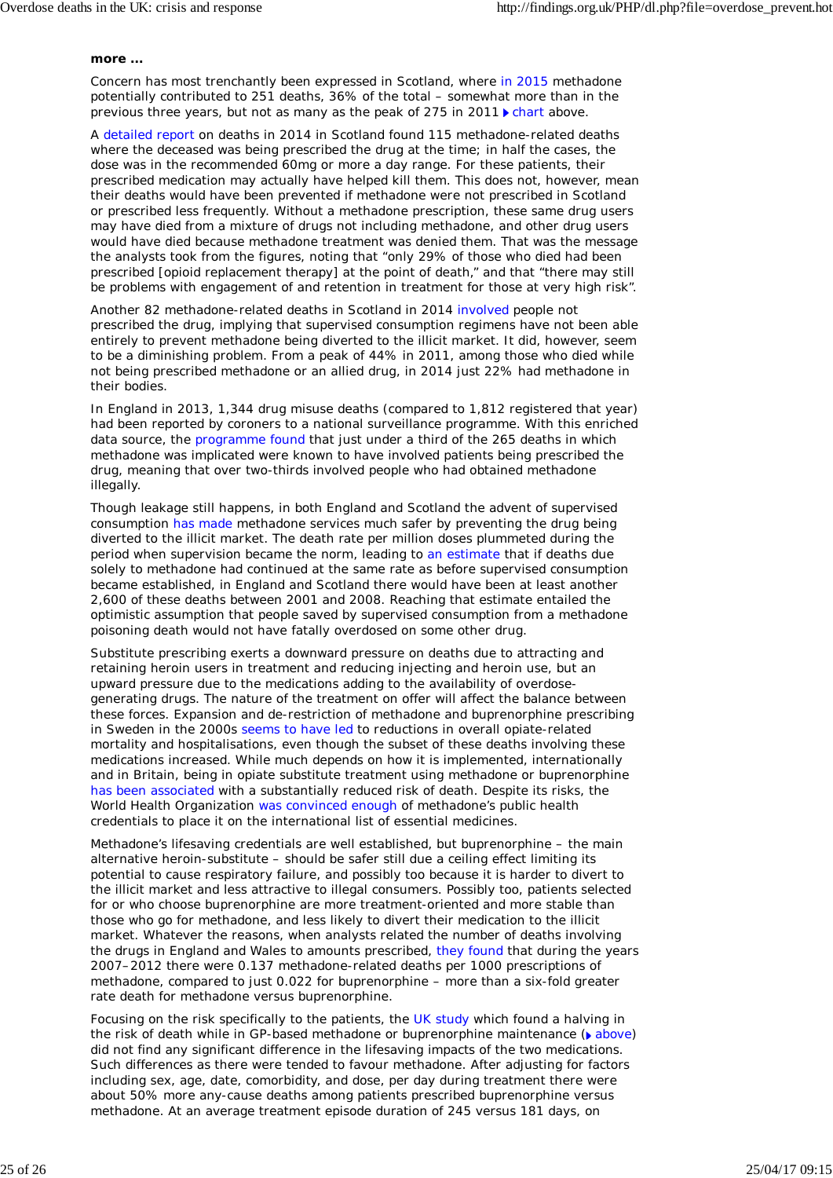**more ...**

Concern has most trenchantly been expressed in Scotland, where in 2015 methadone potentially contributed to 251 deaths, 36% of the total – somewhat more than in the previous three years, but not as many as the peak of 275 in 2011 ▶ chart above.

A detailed report on deaths in 2014 in Scotland found 115 methadone-related deaths where the deceased was being prescribed the drug at the time; in half the cases, the dose was in the recommended 60mg or more a day range. For these patients, their prescribed medication may actually have helped kill them. This does not, however, mean their deaths would have been prevented if methadone were not prescribed in Scotland or prescribed less frequently. Without a methadone prescription, these same drug users may have died from a mixture of drugs not including methadone, and other drug users would have died because methadone treatment was denied them. That was the message the analysts took from the figures, noting that "only 29% of those who died had been prescribed [opioid replacement therapy] at the point of death," and that "there may still be problems with engagement of and retention in treatment for those at very high risk".

Another 82 methadone-related deaths in Scotland in 2014 involved people not prescribed the drug, implying that supervised consumption regimens have not been able entirely to prevent methadone being diverted to the illicit market. It did, however, seem to be a diminishing problem. From a peak of 44% in 2011, among those who died while not being prescribed methadone or an allied drug, in 2014 just 22% had methadone in their bodies.

In England in 2013, 1,344 drug misuse deaths (compared to 1,812 registered that year) had been reported by coroners to a national surveillance programme. With this enriched data source, the programme found that just under a third of the 265 deaths in which methadone was implicated were known to have involved patients being prescribed the drug, meaning that over two-thirds involved people who had obtained methadone illegally.

Though leakage still happens, in both England and Scotland the advent of supervised consumption has made methadone services much safer by preventing the drug being diverted to the illicit market. The death rate per million doses plummeted during the period when supervision became the norm, leading to an estimate that if deaths due solely to methadone had continued at the same rate as before supervised consumption became established, in England and Scotland there would have been at least another 2,600 of these deaths between 2001 and 2008. Reaching that estimate entailed the optimistic assumption that people saved by supervised consumption from a methadone poisoning death would not have fatally overdosed on some other drug.

Substitute prescribing exerts a downward pressure on deaths due to attracting and retaining heroin users in treatment and reducing injecting and heroin use, but an upward pressure due to the medications adding to the availability of overdose-generating drugs. The nature of the treatment on offer will affect the balance between these forces. Expansion and de-restriction of methadone and buprenorphine prescribing in Sweden in the 2000s seems to have led to reductions in overall opiate-related mortality and hospitalisations, even though the subset of these deaths involving these medications increased. While much depends on how it is implemented, internationally and in Britain, being in opiate substitute treatment using methadone or buprenorphine has been associated with a substantially reduced risk of death. Despite its risks, the World Health Organization was convinced enough of methadone's public health credentials to place it on the international list of essential medicines.

Methadone's lifesaving credentials are well established, but buprenorphine – the main alternative heroin-substitute – should be safer still due a ceiling effect limiting its potential to cause respiratory failure, and possibly too because it is harder to divert to the illicit market and less attractive to illegal consumers. Possibly too, patients selected for or who choose buprenorphine are more treatment-oriented and more stable than those who go for methadone, and less likely to divert their medication to the illicit market. Whatever the reasons, when analysts related the number of deaths involving the drugs in England and Wales to amounts prescribed, they found that during the years 2007–2012 there were 0.137 methadone-related deaths per 1000 prescriptions of methadone, compared to just 0.022 for buprenorphine – more than a six-fold greater rate death for methadone versus buprenorphine.

Focusing on the risk specifically to the patients, the UK study which found a halving in the risk of death while in GP-based methadone or buprenorphine maintenance (▶ above) did not find any significant difference in the lifesaving impacts of the two medications. Such differences as there were tended to favour methadone. After adjusting for factors including sex, age, date, comorbidity, and dose, per day during treatment there were about 50% more any-cause deaths among patients prescribed buprenorphine versus methadone. At an average treatment episode duration of 245 versus 181 days, on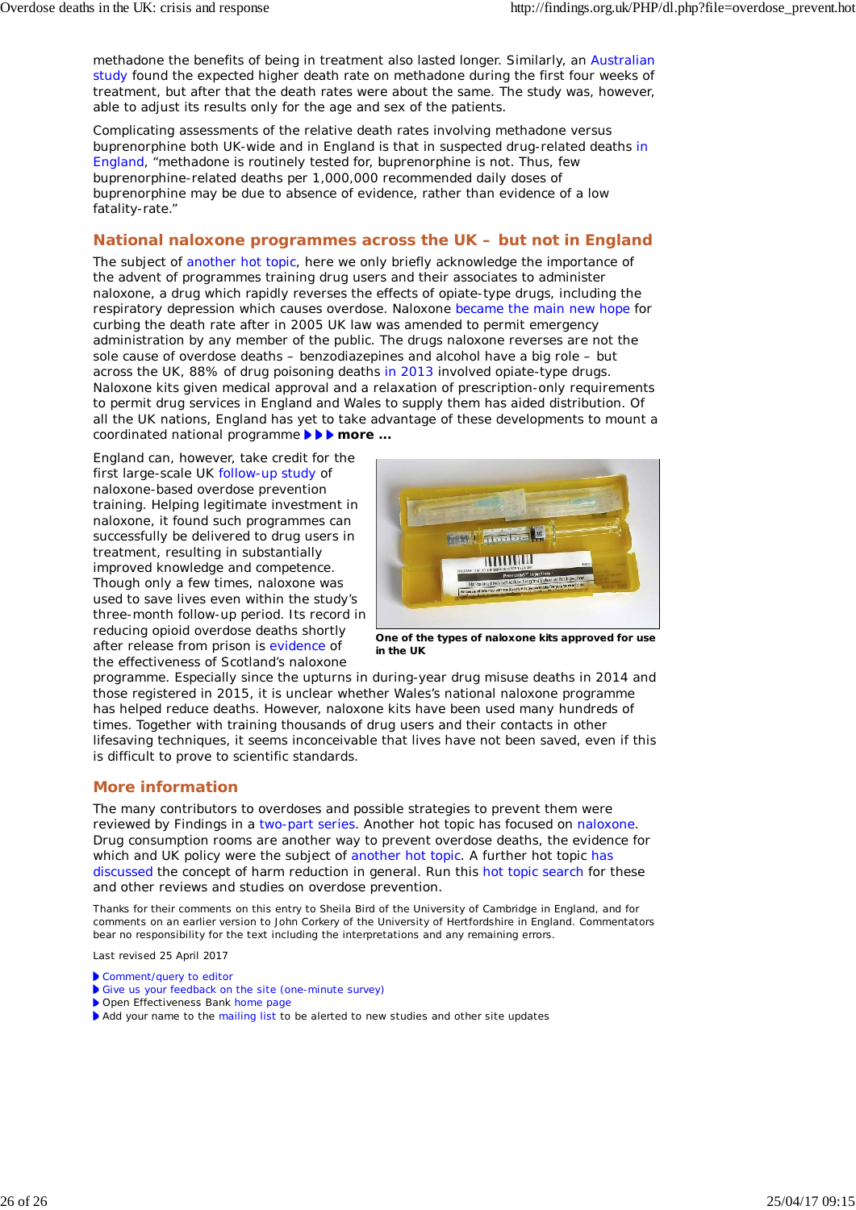methadone the benefits of being in treatment also lasted longer. Similarly, an Australian study found the expected higher death rate on methadone during the first four weeks of treatment, but after that the death rates were about the same. The study was, however, able to adjust its results only for the age and sex of the patients.

Complicating assessments of the relative death rates involving methadone versus buprenorphine both UK-wide and in England is that in suspected drug-related deaths in England, "methadone is routinely tested for, buprenorphine is not. Thus, few buprenorphine-related deaths per 1,000,000 recommended daily doses of buprenorphine may be due to absence of evidence, rather than evidence of a low fatality-rate."

## National naloxone programmes across the UK – but not in England

The subject of another hot topic, here we only briefly acknowledge the importance of the advent of programmes training drug users and their associates to administer naloxone, a drug which rapidly reverses the effects of opiate-type drugs, including the respiratory depression which causes overdose. Naloxone became the main new hope for curbing the death rate after in 2005 UK law was amended to permit emergency administration by any member of the public. The drugs naloxone reverses are not the sole cause of overdose deaths – benzodiazepines and alcohol have a big role – but across the UK, 88% of drug poisoning deaths in 2013 involved opiate-type drugs. Naloxone kits given medical approval and a relaxation of prescription-only requirements to permit drug services in England and Wales to supply them has aided distribution. Of all the UK nations, England has yet to take advantage of these developments to mount a coordinated national programme ▶▶▶ **more ...**

England can, however, take credit for the first large-scale UK follow-up study of naloxone-based overdose prevention training. Helping legitimate investment in naloxone, it found such programmes can successfully be delivered to drug users in treatment, resulting in substantially improved knowledge and competence. Though only a few times, naloxone was used to save lives even within the study's three-month follow-up period. Its record in reducing opioid overdose deaths shortly after release from prison is evidence of the effectiveness of Scotland's naloxone programme. Especially since the upturns in during-year drug misuse deaths in 2014 and those registered in 2015, it is unclear whether Wales's national naloxone programme has helped reduce deaths. However, naloxone kits have been used many hundreds of times. Together with training thousands of drug users and their contacts in other lifesaving techniques, it seems inconceivable that lives have not been saved, even if this is difficult to prove to scientific standards.

**One of the types of naloxone kits approved for use in the UK**

## More information

The many contributors to overdoses and possible strategies to prevent them were reviewed by Findings in a two-part series. Another hot topic has focused on naloxone. Drug consumption rooms are another way to prevent overdose deaths, the evidence for which and UK policy were the subject of another hot topic. A further hot topic has discussed the concept of harm reduction in general. Run this hot topic search for these and other reviews and studies on overdose prevention.

Thanks for their comments on this entry to Sheila Bird of the University of Cambridge in England, and for comments on an earlier version to John Corkery of the University of Hertfordshire in England. Commentators bear no responsibility for the text including the interpretations and any remaining errors.

Last revised 25 April 2017

- Comment/query to editor
- Give us your feedback on the site (one-minute survey)
- Open Effectiveness Bank home page
- Add your name to the mailing list to be alerted to new studies and other site updates